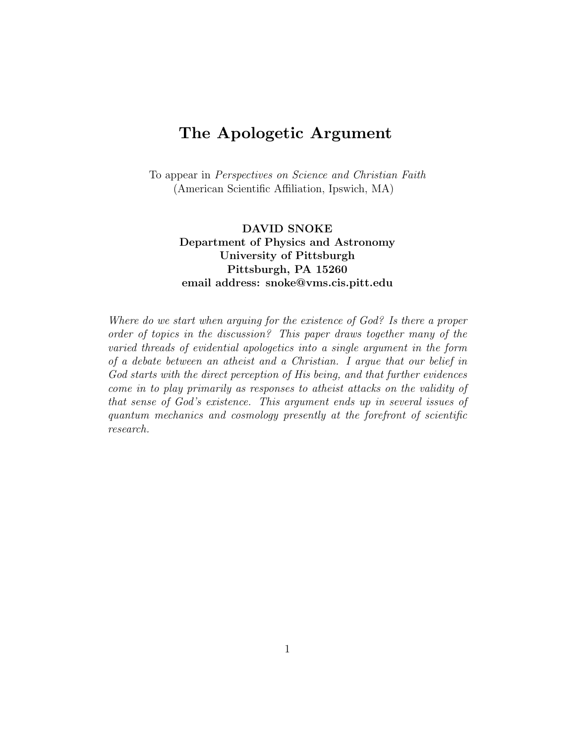# The Apologetic Argument

To appear in *Perspectives on Science and Christian Faith*
(American Scientific Affiliation, Ipswich, MA)

**DAVID SNOKE**
**Department of Physics and Astronomy**
**University of Pittsburgh**
**Pittsburgh, PA 15260**
**email address: snoke@vms.cis.pitt.edu**

*Where do we start when arguing for the existence of God? Is there a proper order of topics in the discussion? This paper draws together many of the varied threads of evidential apologetics into a single argument in the form of a debate between an atheist and a Christian. I argue that our belief in God starts with the direct perception of His being, and that further evidences come in to play primarily as responses to atheist attacks on the validity of that sense of God's existence. This argument ends up in several issues of quantum mechanics and cosmology presently at the forefront of scientific research.*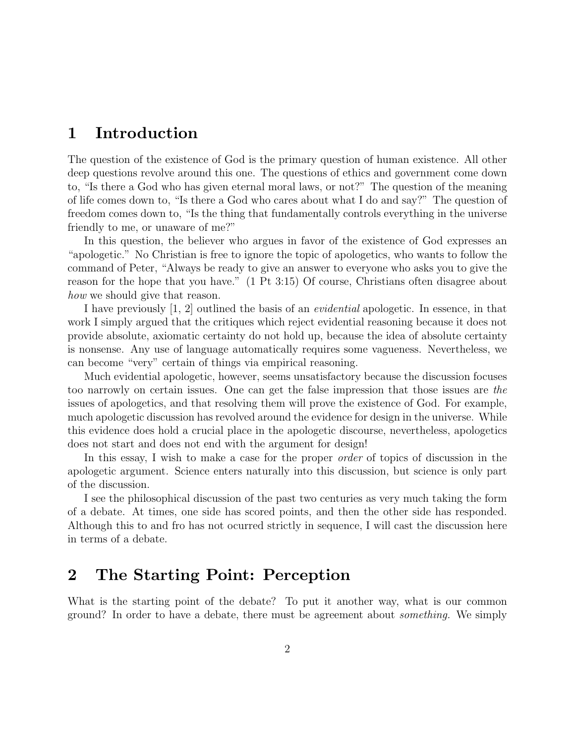# 1 Introduction

The question of the existence of God is the primary question of human existence. All other deep questions revolve around this one. The questions of ethics and government come down to, "Is there a God who has given eternal moral laws, or not?" The question of the meaning of life comes down to, "Is there a God who cares about what I do and say?" The question of freedom comes down to, "Is the thing that fundamentally controls everything in the universe friendly to me, or unaware of me?"

In this question, the believer who argues in favor of the existence of God expresses an "apologetic." No Christian is free to ignore the topic of apologetics, who wants to follow the command of Peter, "Always be ready to give an answer to everyone who asks you to give the reason for the hope that you have." (1 Pt 3:15) Of course, Christians often disagree about *how* we should give that reason.

I have previously [1, 2] outlined the basis of an *evidential* apologetic. In essence, in that work I simply argued that the critiques which reject evidential reasoning because it does not provide absolute, axiomatic certainty do not hold up, because the idea of absolute certainty is nonsense. Any use of language automatically requires some vagueness. Nevertheless, we can become "very" certain of things via empirical reasoning.

Much evidential apologetic, however, seems unsatisfactory because the discussion focuses too narrowly on certain issues. One can get the false impression that those issues are *the* issues of apologetics, and that resolving them will prove the existence of God. For example, much apologetic discussion has revolved around the evidence for design in the universe. While this evidence does hold a crucial place in the apologetic discourse, nevertheless, apologetics does not start and does not end with the argument for design!

In this essay, I wish to make a case for the proper *order* of topics of discussion in the apologetic argument. Science enters naturally into this discussion, but science is only part of the discussion.

I see the philosophical discussion of the past two centuries as very much taking the form of a debate. At times, one side has scored points, and then the other side has responded. Although this to and fro has not ocurred strictly in sequence, I will cast the discussion here in terms of a debate.

# 2 The Starting Point: Perception

What is the starting point of the debate? To put it another way, what is our common ground? In order to have a debate, there must be agreement about *something.* We simply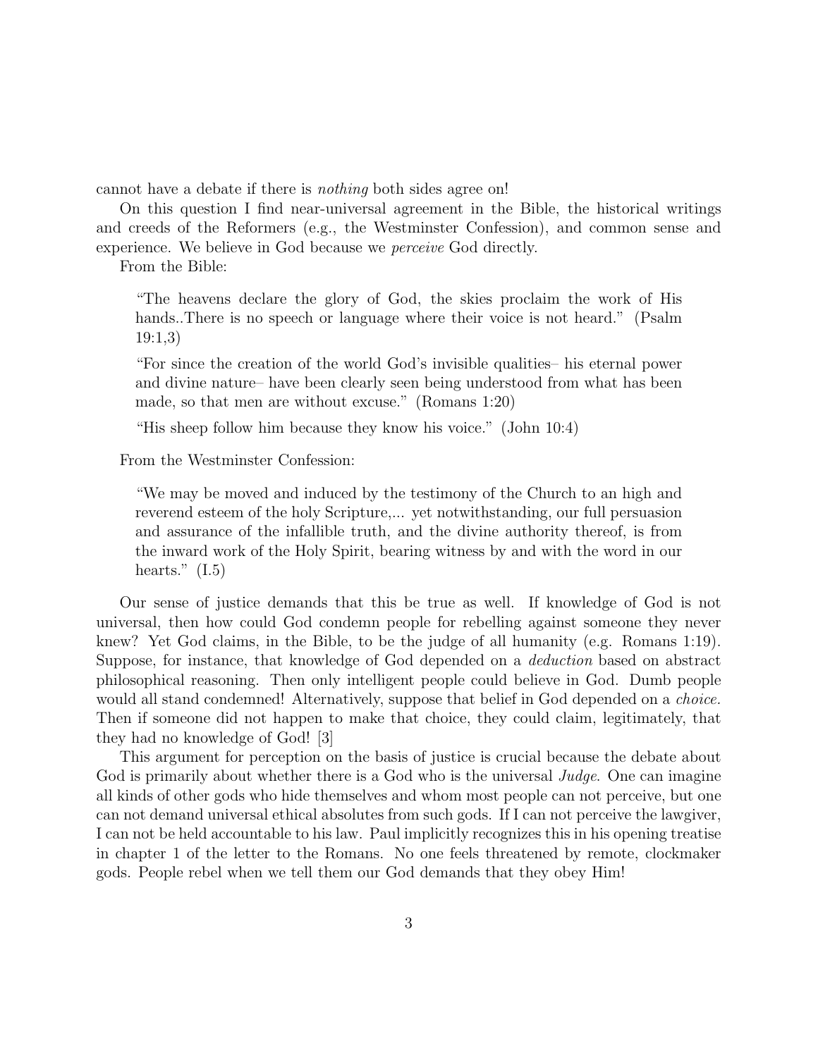cannot have a debate if there is *nothing* both sides agree on!

On this question I find near-universal agreement in the Bible, the historical writings and creeds of the Reformers (e.g., the Westminster Confession), and common sense and experience. We believe in God because we *perceive* God directly.

From the Bible:

> "The heavens declare the glory of God, the skies proclaim the work of His hands..There is no speech or language where their voice is not heard." (Psalm 19:1,3)
>
> "For since the creation of the world God's invisible qualities– his eternal power and divine nature– have been clearly seen being understood from what has been made, so that men are without excuse." (Romans 1:20)
>
> "His sheep follow him because they know his voice." (John 10:4)

From the Westminster Confession:

> "We may be moved and induced by the testimony of the Church to an high and reverend esteem of the holy Scripture,... yet notwithstanding, our full persuasion and assurance of the infallible truth, and the divine authority thereof, is from the inward work of the Holy Spirit, bearing witness by and with the word in our hearts." (I.5)

Our sense of justice demands that this be true as well. If knowledge of God is not universal, then how could God condemn people for rebelling against someone they never knew? Yet God claims, in the Bible, to be the judge of all humanity (e.g. Romans 1:19). Suppose, for instance, that knowledge of God depended on a *deduction* based on abstract philosophical reasoning. Then only intelligent people could believe in God. Dumb people would all stand condemned! Alternatively, suppose that belief in God depended on a *choice.* Then if someone did not happen to make that choice, they could claim, legitimately, that they had no knowledge of God! [3]

This argument for perception on the basis of justice is crucial because the debate about God is primarily about whether there is a God who is the universal *Judge*. One can imagine all kinds of other gods who hide themselves and whom most people can not perceive, but one can not demand universal ethical absolutes from such gods. If I can not perceive the lawgiver, I can not be held accountable to his law. Paul implicitly recognizes this in his opening treatise in chapter 1 of the letter to the Romans. No one feels threatened by remote, clockmaker gods. People rebel when we tell them our God demands that they obey Him!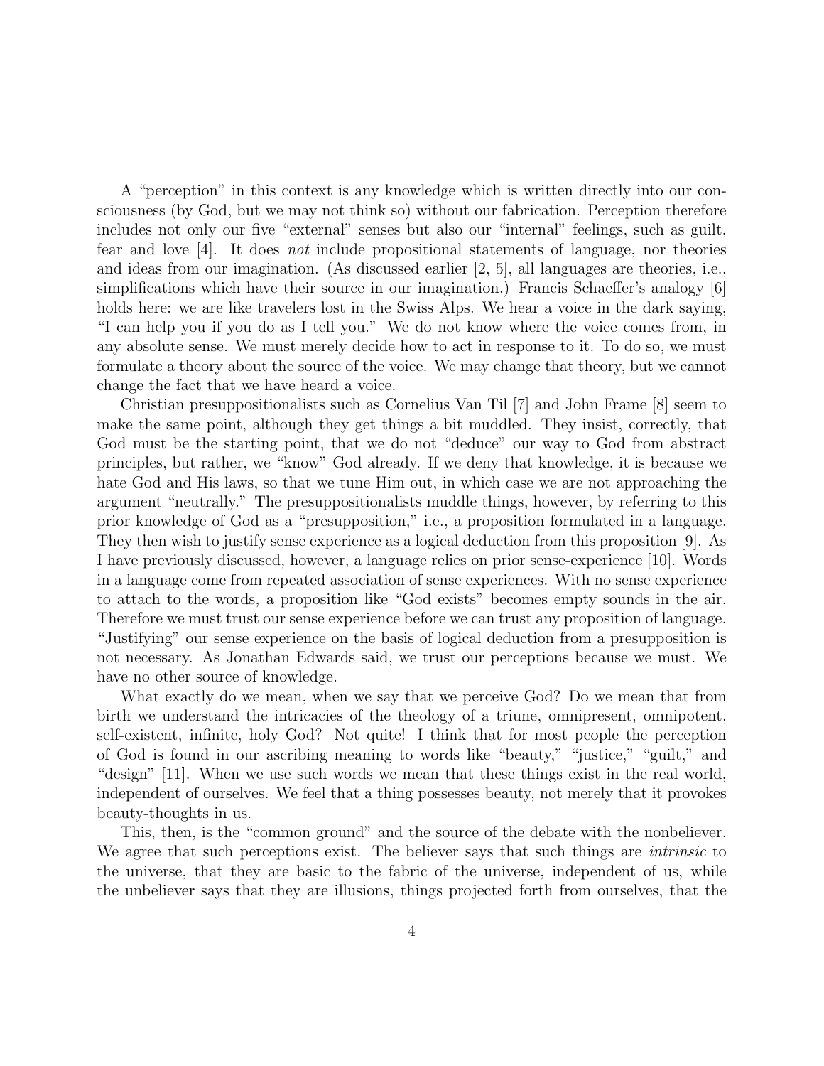A "perception" in this context is any knowledge which is written directly into our consciousness (by God, but we may not think so) without our fabrication. Perception therefore includes not only our five "external" senses but also our "internal" feelings, such as guilt, fear and love [4]. It does *not* include propositional statements of language, nor theories and ideas from our imagination. (As discussed earlier [2, 5], all languages are theories, i.e., simplifications which have their source in our imagination.) Francis Schaeffer's analogy [6] holds here: we are like travelers lost in the Swiss Alps. We hear a voice in the dark saying, "I can help you if you do as I tell you." We do not know where the voice comes from, in any absolute sense. We must merely decide how to act in response to it. To do so, we must formulate a theory about the source of the voice. We may change that theory, but we cannot change the fact that we have heard a voice.

Christian presuppositionalists such as Cornelius Van Til [7] and John Frame [8] seem to make the same point, although they get things a bit muddled. They insist, correctly, that God must be the starting point, that we do not "deduce" our way to God from abstract principles, but rather, we "know" God already. If we deny that knowledge, it is because we hate God and His laws, so that we tune Him out, in which case we are not approaching the argument "neutrally." The presuppositionalists muddle things, however, by referring to this prior knowledge of God as a "presupposition," i.e., a proposition formulated in a language. They then wish to justify sense experience as a logical deduction from this proposition [9]. As I have previously discussed, however, a language relies on prior sense-experience [10]. Words in a language come from repeated association of sense experiences. With no sense experience to attach to the words, a proposition like "God exists" becomes empty sounds in the air. Therefore we must trust our sense experience before we can trust any proposition of language. "Justifying" our sense experience on the basis of logical deduction from a presupposition is not necessary. As Jonathan Edwards said, we trust our perceptions because we must. We have no other source of knowledge.

What exactly do we mean, when we say that we perceive God? Do we mean that from birth we understand the intricacies of the theology of a triune, omnipresent, omnipotent, self-existent, infinite, holy God? Not quite! I think that for most people the perception of God is found in our ascribing meaning to words like "beauty," "justice," "guilt," and "design" [11]. When we use such words we mean that these things exist in the real world, independent of ourselves. We feel that a thing possesses beauty, not merely that it provokes beauty-thoughts in us.

This, then, is the "common ground" and the source of the debate with the nonbeliever. We agree that such perceptions exist. The believer says that such things are *intrinsic* to the universe, that they are basic to the fabric of the universe, independent of us, while the unbeliever says that they are illusions, things projected forth from ourselves, that the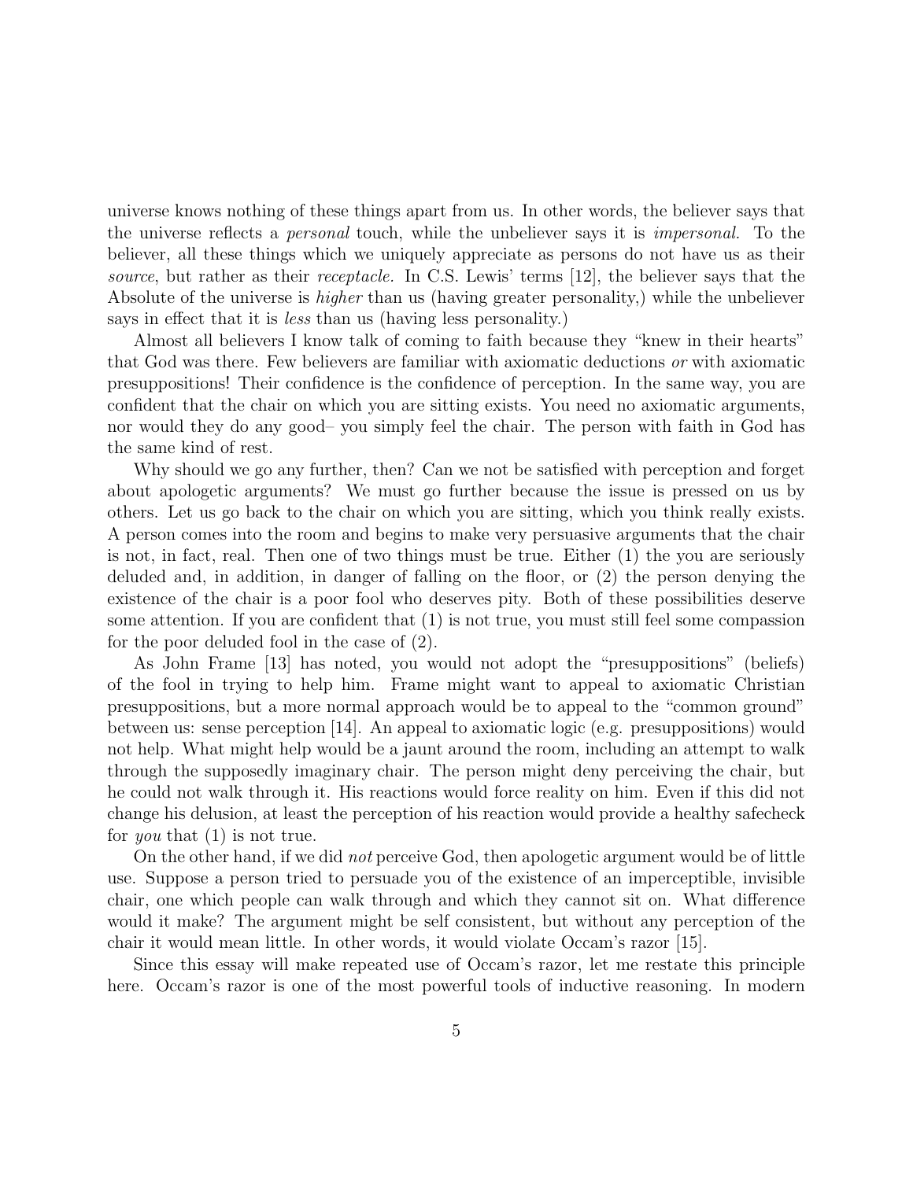universe knows nothing of these things apart from us. In other words, the believer says that the universe reflects a *personal* touch, while the unbeliever says it is *impersonal*. To the believer, all these things which we uniquely appreciate as persons do not have us as their *source*, but rather as their *receptacle*. In C.S. Lewis' terms [12], the believer says that the Absolute of the universe is *higher* than us (having greater personality,) while the unbeliever says in effect that it is *less* than us (having less personality.)

Almost all believers I know talk of coming to faith because they "knew in their hearts" that God was there. Few believers are familiar with axiomatic deductions *or* with axiomatic presuppositions! Their confidence is the confidence of perception. In the same way, you are confident that the chair on which you are sitting exists. You need no axiomatic arguments, nor would they do any good– you simply feel the chair. The person with faith in God has the same kind of rest.

Why should we go any further, then? Can we not be satisfied with perception and forget about apologetic arguments? We must go further because the issue is pressed on us by others. Let us go back to the chair on which you are sitting, which you think really exists. A person comes into the room and begins to make very persuasive arguments that the chair is not, in fact, real. Then one of two things must be true. Either (1) the you are seriously deluded and, in addition, in danger of falling on the floor, or (2) the person denying the existence of the chair is a poor fool who deserves pity. Both of these possibilities deserve some attention. If you are confident that (1) is not true, you must still feel some compassion for the poor deluded fool in the case of (2).

As John Frame [13] has noted, you would not adopt the "presuppositions" (beliefs) of the fool in trying to help him. Frame might want to appeal to axiomatic Christian presuppositions, but a more normal approach would be to appeal to the "common ground" between us: sense perception [14]. An appeal to axiomatic logic (e.g. presuppositions) would not help. What might help would be a jaunt around the room, including an attempt to walk through the supposedly imaginary chair. The person might deny perceiving the chair, but he could not walk through it. His reactions would force reality on him. Even if this did not change his delusion, at least the perception of his reaction would provide a healthy safecheck for *you* that (1) is not true.

On the other hand, if we did *not* perceive God, then apologetic argument would be of little use. Suppose a person tried to persuade you of the existence of an imperceptible, invisible chair, one which people can walk through and which they cannot sit on. What difference would it make? The argument might be self consistent, but without any perception of the chair it would mean little. In other words, it would violate Occam's razor [15].

Since this essay will make repeated use of Occam's razor, let me restate this principle here. Occam's razor is one of the most powerful tools of inductive reasoning. In modern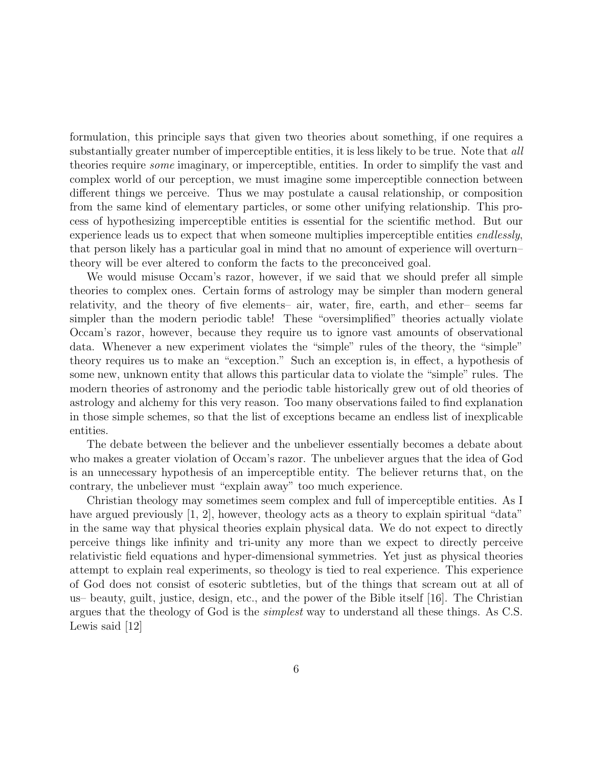formulation, this principle says that given two theories about something, if one requires a substantially greater number of imperceptible entities, it is less likely to be true. Note that *all* theories require *some* imaginary, or imperceptible, entities. In order to simplify the vast and complex world of our perception, we must imagine some imperceptible connection between different things we perceive. Thus we may postulate a causal relationship, or composition from the same kind of elementary particles, or some other unifying relationship. This process of hypothesizing imperceptible entities is essential for the scientific method. But our experience leads us to expect that when someone multiplies imperceptible entities *endlessly*, that person likely has a particular goal in mind that no amount of experience will overturn– theory will be ever altered to conform the facts to the preconceived goal.

We would misuse Occam's razor, however, if we said that we should prefer all simple theories to complex ones. Certain forms of astrology may be simpler than modern general relativity, and the theory of five elements– air, water, fire, earth, and ether– seems far simpler than the modern periodic table! These "oversimplified" theories actually violate Occam's razor, however, because they require us to ignore vast amounts of observational data. Whenever a new experiment violates the "simple" rules of the theory, the "simple" theory requires us to make an "exception." Such an exception is, in effect, a hypothesis of some new, unknown entity that allows this particular data to violate the "simple" rules. The modern theories of astronomy and the periodic table historically grew out of old theories of astrology and alchemy for this very reason. Too many observations failed to find explanation in those simple schemes, so that the list of exceptions became an endless list of inexplicable entities.

The debate between the believer and the unbeliever essentially becomes a debate about who makes a greater violation of Occam's razor. The unbeliever argues that the idea of God is an unnecessary hypothesis of an imperceptible entity. The believer returns that, on the contrary, the unbeliever must "explain away" too much experience.

Christian theology may sometimes seem complex and full of imperceptible entities. As I have argued previously [1, 2], however, theology acts as a theory to explain spiritual "data" in the same way that physical theories explain physical data. We do not expect to directly perceive things like infinity and tri-unity any more than we expect to directly perceive relativistic field equations and hyper-dimensional symmetries. Yet just as physical theories attempt to explain real experiments, so theology is tied to real experience. This experience of God does not consist of esoteric subtleties, but of the things that scream out at all of us– beauty, guilt, justice, design, etc., and the power of the Bible itself [16]. The Christian argues that the theology of God is the *simplest* way to understand all these things. As C.S. Lewis said [12]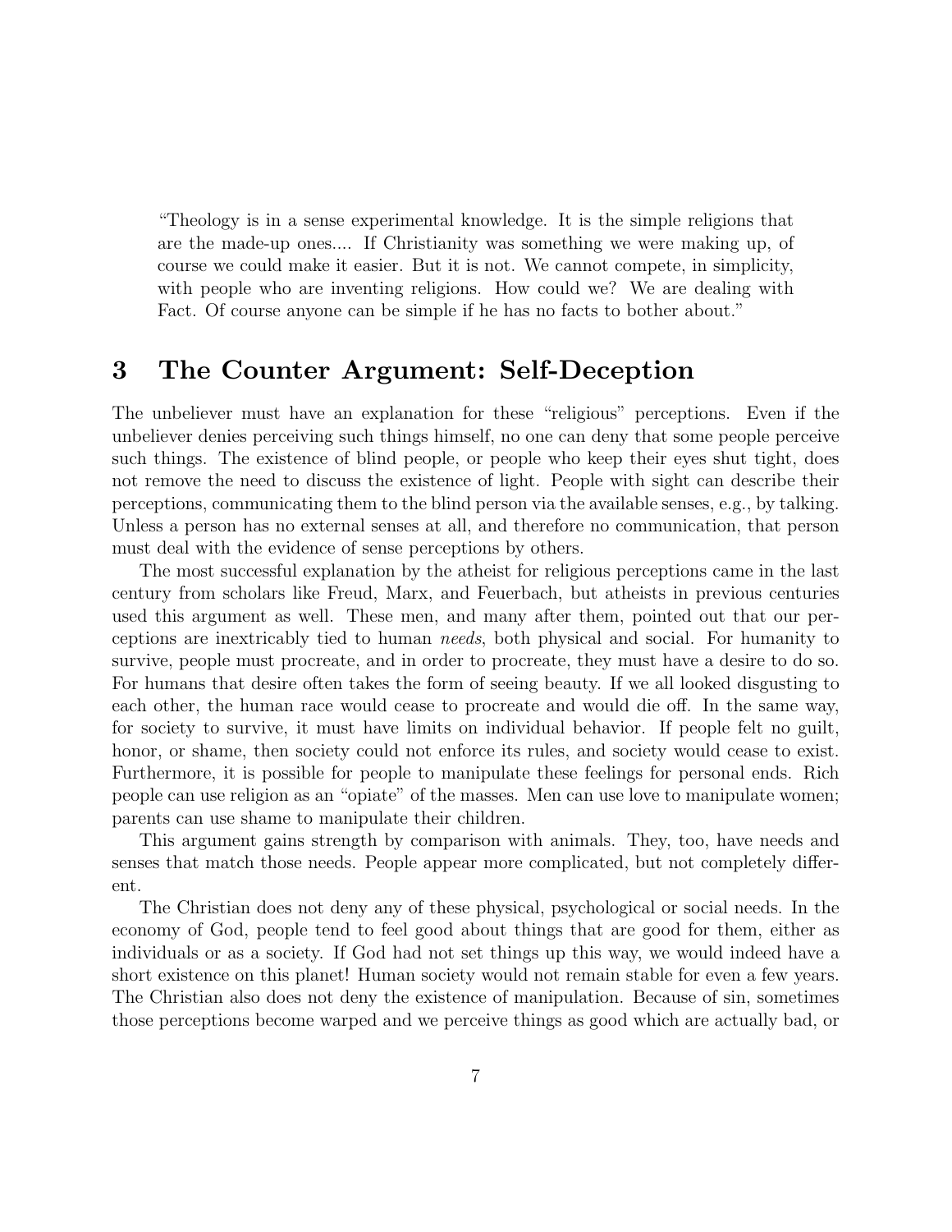> "Theology is in a sense experimental knowledge. It is the simple religions that are the made-up ones.... If Christianity was something we were making up, of course we could make it easier. But it is not. We cannot compete, in simplicity, with people who are inventing religions. How could we? We are dealing with Fact. Of course anyone can be simple if he has no facts to bother about."

## 3 The Counter Argument: Self-Deception

The unbeliever must have an explanation for these "religious" perceptions. Even if the unbeliever denies perceiving such things himself, no one can deny that some people perceive such things. The existence of blind people, or people who keep their eyes shut tight, does not remove the need to discuss the existence of light. People with sight can describe their perceptions, communicating them to the blind person via the available senses, e.g., by talking. Unless a person has no external senses at all, and therefore no communication, that person must deal with the evidence of sense perceptions by others.

The most successful explanation by the atheist for religious perceptions came in the last century from scholars like Freud, Marx, and Feuerbach, but atheists in previous centuries used this argument as well. These men, and many after them, pointed out that our perceptions are inextricably tied to human *needs*, both physical and social. For humanity to survive, people must procreate, and in order to procreate, they must have a desire to do so. For humans that desire often takes the form of seeing beauty. If we all looked disgusting to each other, the human race would cease to procreate and would die off. In the same way, for society to survive, it must have limits on individual behavior. If people felt no guilt, honor, or shame, then society could not enforce its rules, and society would cease to exist. Furthermore, it is possible for people to manipulate these feelings for personal ends. Rich people can use religion as an "opiate" of the masses. Men can use love to manipulate women; parents can use shame to manipulate their children.

This argument gains strength by comparison with animals. They, too, have needs and senses that match those needs. People appear more complicated, but not completely different.

The Christian does not deny any of these physical, psychological or social needs. In the economy of God, people tend to feel good about things that are good for them, either as individuals or as a society. If God had not set things up this way, we would indeed have a short existence on this planet! Human society would not remain stable for even a few years. The Christian also does not deny the existence of manipulation. Because of sin, sometimes those perceptions become warped and we perceive things as good which are actually bad, or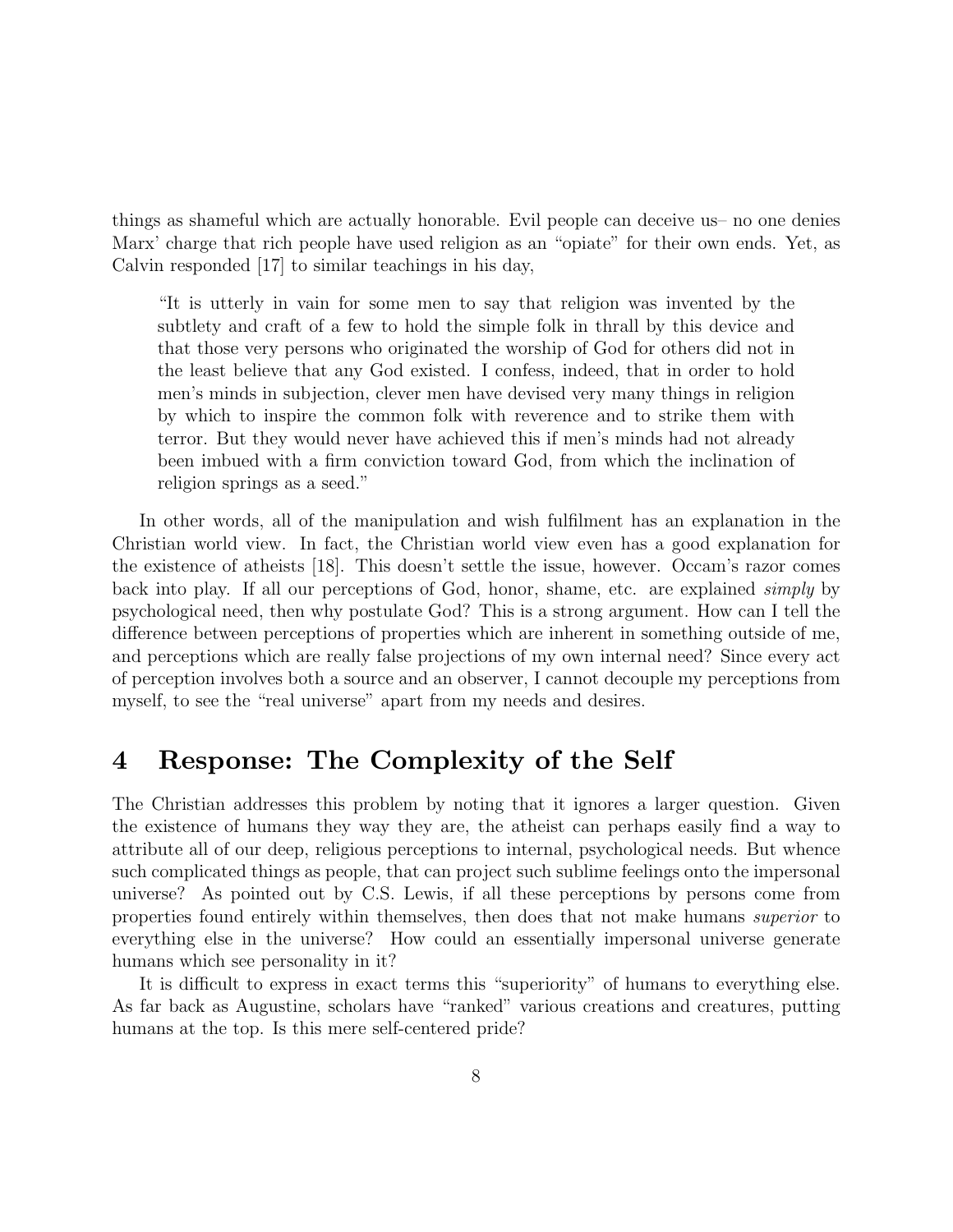things as shameful which are actually honorable. Evil people can deceive us– no one denies Marx' charge that rich people have used religion as an "opiate" for their own ends. Yet, as Calvin responded [17] to similar teachings in his day,

> "It is utterly in vain for some men to say that religion was invented by the subtlety and craft of a few to hold the simple folk in thrall by this device and that those very persons who originated the worship of God for others did not in the least believe that any God existed. I confess, indeed, that in order to hold men's minds in subjection, clever men have devised very many things in religion by which to inspire the common folk with reverence and to strike them with terror. But they would never have achieved this if men's minds had not already been imbued with a firm conviction toward God, from which the inclination of religion springs as a seed."

In other words, all of the manipulation and wish fulfilment has an explanation in the Christian world view. In fact, the Christian world view even has a good explanation for the existence of atheists [18]. This doesn't settle the issue, however. Occam's razor comes back into play. If all our perceptions of God, honor, shame, etc. are explained *simply* by psychological need, then why postulate God? This is a strong argument. How can I tell the difference between perceptions of properties which are inherent in something outside of me, and perceptions which are really false projections of my own internal need? Since every act of perception involves both a source and an observer, I cannot decouple my perceptions from myself, to see the "real universe" apart from my needs and desires.

## 4 Response: The Complexity of the Self

The Christian addresses this problem by noting that it ignores a larger question. Given the existence of humans they way they are, the atheist can perhaps easily find a way to attribute all of our deep, religious perceptions to internal, psychological needs. But whence such complicated things as people, that can project such sublime feelings onto the impersonal universe? As pointed out by C.S. Lewis, if all these perceptions by persons come from properties found entirely within themselves, then does that not make humans *superior* to everything else in the universe? How could an essentially impersonal universe generate humans which see personality in it?

It is difficult to express in exact terms this "superiority" of humans to everything else. As far back as Augustine, scholars have "ranked" various creations and creatures, putting humans at the top. Is this mere self-centered pride?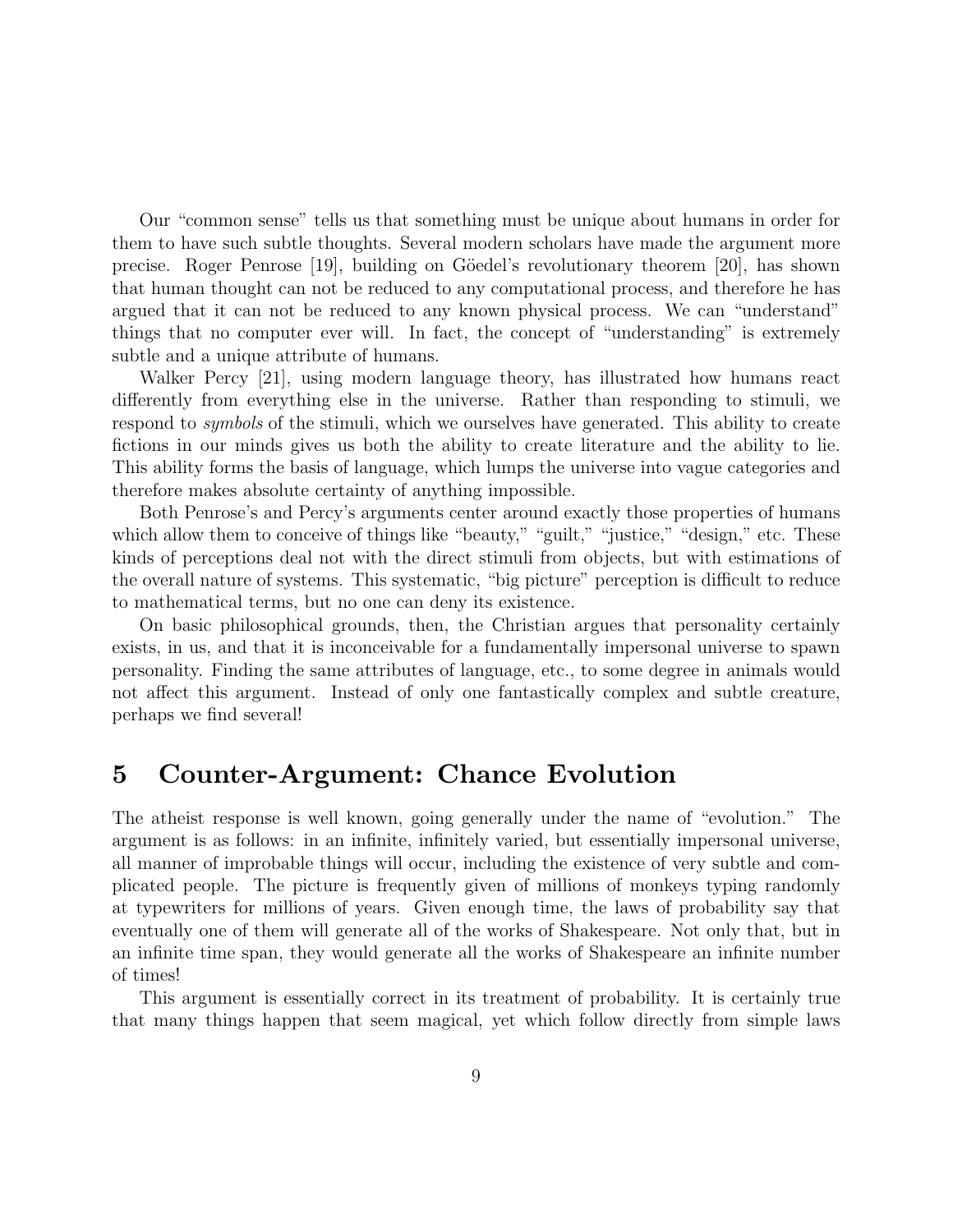Our "common sense" tells us that something must be unique about humans in order for them to have such subtle thoughts. Several modern scholars have made the argument more precise. Roger Penrose [19], building on Göedel's revolutionary theorem [20], has shown that human thought can not be reduced to any computational process, and therefore he has argued that it can not be reduced to any known physical process. We can "understand" things that no computer ever will. In fact, the concept of "understanding" is extremely subtle and a unique attribute of humans.

Walker Percy [21], using modern language theory, has illustrated how humans react differently from everything else in the universe. Rather than responding to stimuli, we respond to *symbols* of the stimuli, which we ourselves have generated. This ability to create fictions in our minds gives us both the ability to create literature and the ability to lie. This ability forms the basis of language, which lumps the universe into vague categories and therefore makes absolute certainty of anything impossible.

Both Penrose's and Percy's arguments center around exactly those properties of humans which allow them to conceive of things like "beauty," "guilt," "justice," "design," etc. These kinds of perceptions deal not with the direct stimuli from objects, but with estimations of the overall nature of systems. This systematic, "big picture" perception is difficult to reduce to mathematical terms, but no one can deny its existence.

On basic philosophical grounds, then, the Christian argues that personality certainly exists, in us, and that it is inconceivable for a fundamentally impersonal universe to spawn personality. Finding the same attributes of language, etc., to some degree in animals would not affect this argument. Instead of only one fantastically complex and subtle creature, perhaps we find several!

# 5 Counter-Argument: Chance Evolution

The atheist response is well known, going generally under the name of "evolution." The argument is as follows: in an infinite, infinitely varied, but essentially impersonal universe, all manner of improbable things will occur, including the existence of very subtle and complicated people. The picture is frequently given of millions of monkeys typing randomly at typewriters for millions of years. Given enough time, the laws of probability say that eventually one of them will generate all of the works of Shakespeare. Not only that, but in an infinite time span, they would generate all the works of Shakespeare an infinite number of times!

This argument is essentially correct in its treatment of probability. It is certainly true that many things happen that seem magical, yet which follow directly from simple laws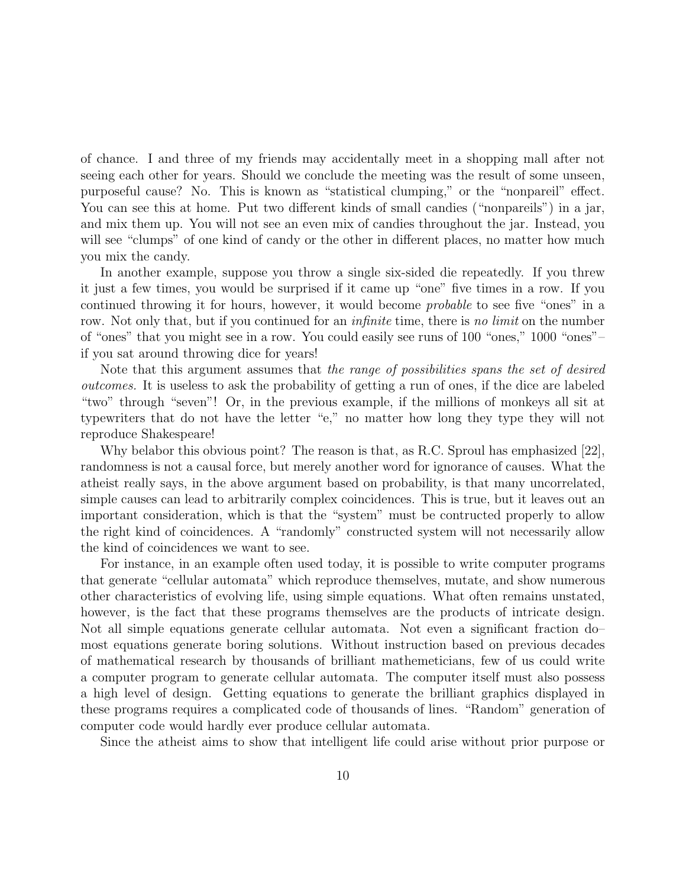of chance. I and three of my friends may accidentally meet in a shopping mall after not seeing each other for years. Should we conclude the meeting was the result of some unseen, purposeful cause? No. This is known as "statistical clumping," or the "nonpareil" effect. You can see this at home. Put two different kinds of small candies ("nonpareils") in a jar, and mix them up. You will not see an even mix of candies throughout the jar. Instead, you will see "clumps" of one kind of candy or the other in different places, no matter how much you mix the candy.

In another example, suppose you throw a single six-sided die repeatedly. If you threw it just a few times, you would be surprised if it came up "one" five times in a row. If you continued throwing it for hours, however, it would become *probable* to see five "ones" in a row. Not only that, but if you continued for an *infinite* time, there is *no limit* on the number of "ones" that you might see in a row. You could easily see runs of 100 "ones," 1000 "ones"– if you sat around throwing dice for years!

Note that this argument assumes that *the range of possibilities spans the set of desired outcomes.* It is useless to ask the probability of getting a run of ones, if the dice are labeled "two" through "seven"! Or, in the previous example, if the millions of monkeys all sit at typewriters that do not have the letter "e," no matter how long they type they will not reproduce Shakespeare!

Why belabor this obvious point? The reason is that, as R.C. Sproul has emphasized [22], randomness is not a causal force, but merely another word for ignorance of causes. What the atheist really says, in the above argument based on probability, is that many uncorrelated, simple causes can lead to arbitrarily complex coincidences. This is true, but it leaves out an important consideration, which is that the "system" must be contructed properly to allow the right kind of coincidences. A "randomly" constructed system will not necessarily allow the kind of coincidences we want to see.

For instance, in an example often used today, it is possible to write computer programs that generate "cellular automata" which reproduce themselves, mutate, and show numerous other characteristics of evolving life, using simple equations. What often remains unstated, however, is the fact that these programs themselves are the products of intricate design. Not all simple equations generate cellular automata. Not even a significant fraction do– most equations generate boring solutions. Without instruction based on previous decades of mathematical research by thousands of brilliant mathemeticians, few of us could write a computer program to generate cellular automata. The computer itself must also possess a high level of design. Getting equations to generate the brilliant graphics displayed in these programs requires a complicated code of thousands of lines. "Random" generation of computer code would hardly ever produce cellular automata.

Since the atheist aims to show that intelligent life could arise without prior purpose or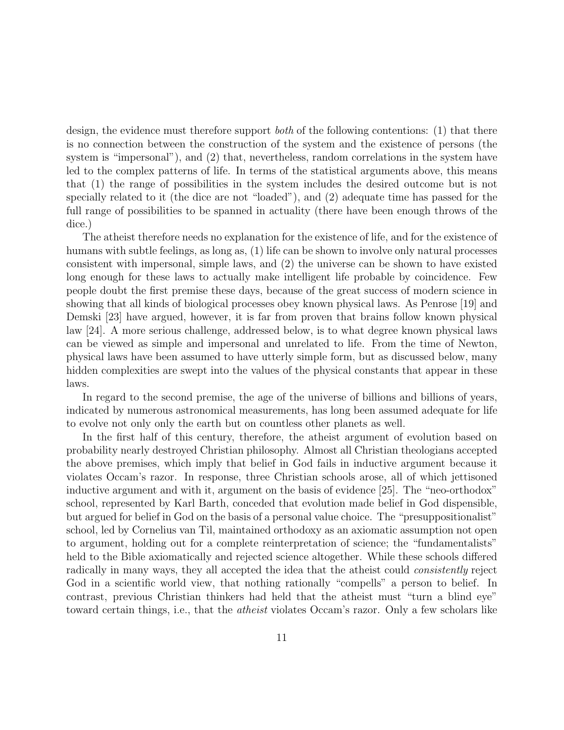design, the evidence must therefore support *both* of the following contentions: (1) that there is no connection between the construction of the system and the existence of persons (the system is "impersonal"), and (2) that, nevertheless, random correlations in the system have led to the complex patterns of life. In terms of the statistical arguments above, this means that (1) the range of possibilities in the system includes the desired outcome but is not specially related to it (the dice are not "loaded"), and (2) adequate time has passed for the full range of possibilities to be spanned in actuality (there have been enough throws of the dice.)

The atheist therefore needs no explanation for the existence of life, and for the existence of humans with subtle feelings, as long as, (1) life can be shown to involve only natural processes consistent with impersonal, simple laws, and (2) the universe can be shown to have existed long enough for these laws to actually make intelligent life probable by coincidence. Few people doubt the first premise these days, because of the great success of modern science in showing that all kinds of biological processes obey known physical laws. As Penrose [19] and Demski [23] have argued, however, it is far from proven that brains follow known physical law [24]. A more serious challenge, addressed below, is to what degree known physical laws can be viewed as simple and impersonal and unrelated to life. From the time of Newton, physical laws have been assumed to have utterly simple form, but as discussed below, many hidden complexities are swept into the values of the physical constants that appear in these laws.

In regard to the second premise, the age of the universe of billions and billions of years, indicated by numerous astronomical measurements, has long been assumed adequate for life to evolve not only only the earth but on countless other planets as well.

In the first half of this century, therefore, the atheist argument of evolution based on probability nearly destroyed Christian philosophy. Almost all Christian theologians accepted the above premises, which imply that belief in God fails in inductive argument because it violates Occam's razor. In response, three Christian schools arose, all of which jettisoned inductive argument and with it, argument on the basis of evidence [25]. The "neo-orthodox" school, represented by Karl Barth, conceded that evolution made belief in God dispensible, but argued for belief in God on the basis of a personal value choice. The "presuppositionalist" school, led by Cornelius van Til, maintained orthodoxy as an axiomatic assumption not open to argument, holding out for a complete reinterpretation of science; the "fundamentalists" held to the Bible axiomatically and rejected science altogether. While these schools differed radically in many ways, they all accepted the idea that the atheist could *consistently* reject God in a scientific world view, that nothing rationally "compells" a person to belief. In contrast, previous Christian thinkers had held that the atheist must "turn a blind eye" toward certain things, i.e., that the *atheist* violates Occam's razor. Only a few scholars like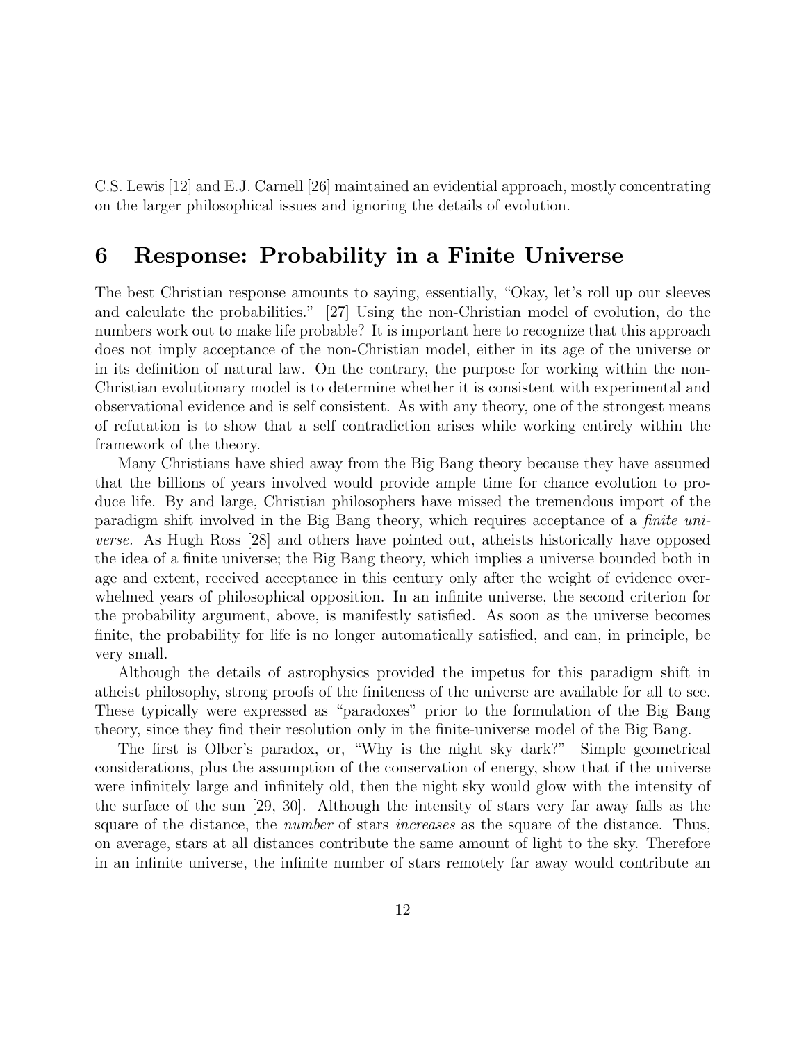C.S. Lewis [12] and E.J. Carnell [26] maintained an evidential approach, mostly concentrating on the larger philosophical issues and ignoring the details of evolution.

## 6 Response: Probability in a Finite Universe

The best Christian response amounts to saying, essentially, "Okay, let's roll up our sleeves and calculate the probabilities." [27] Using the non-Christian model of evolution, do the numbers work out to make life probable? It is important here to recognize that this approach does not imply acceptance of the non-Christian model, either in its age of the universe or in its definition of natural law. On the contrary, the purpose for working within the non-Christian evolutionary model is to determine whether it is consistent with experimental and observational evidence and is self consistent. As with any theory, one of the strongest means of refutation is to show that a self contradiction arises while working entirely within the framework of the theory.

Many Christians have shied away from the Big Bang theory because they have assumed that the billions of years involved would provide ample time for chance evolution to produce life. By and large, Christian philosophers have missed the tremendous import of the paradigm shift involved in the Big Bang theory, which requires acceptance of a *finite universe.* As Hugh Ross [28] and others have pointed out, atheists historically have opposed the idea of a finite universe; the Big Bang theory, which implies a universe bounded both in age and extent, received acceptance in this century only after the weight of evidence overwhelmed years of philosophical opposition. In an infinite universe, the second criterion for the probability argument, above, is manifestly satisfied. As soon as the universe becomes finite, the probability for life is no longer automatically satisfied, and can, in principle, be very small.

Although the details of astrophysics provided the impetus for this paradigm shift in atheist philosophy, strong proofs of the finiteness of the universe are available for all to see. These typically were expressed as "paradoxes" prior to the formulation of the Big Bang theory, since they find their resolution only in the finite-universe model of the Big Bang.

The first is Olber's paradox, or, "Why is the night sky dark?" Simple geometrical considerations, plus the assumption of the conservation of energy, show that if the universe were infinitely large and infinitely old, then the night sky would glow with the intensity of the surface of the sun [29, 30]. Although the intensity of stars very far away falls as the square of the distance, the *number* of stars *increases* as the square of the distance. Thus, on average, stars at all distances contribute the same amount of light to the sky. Therefore in an infinite universe, the infinite number of stars remotely far away would contribute an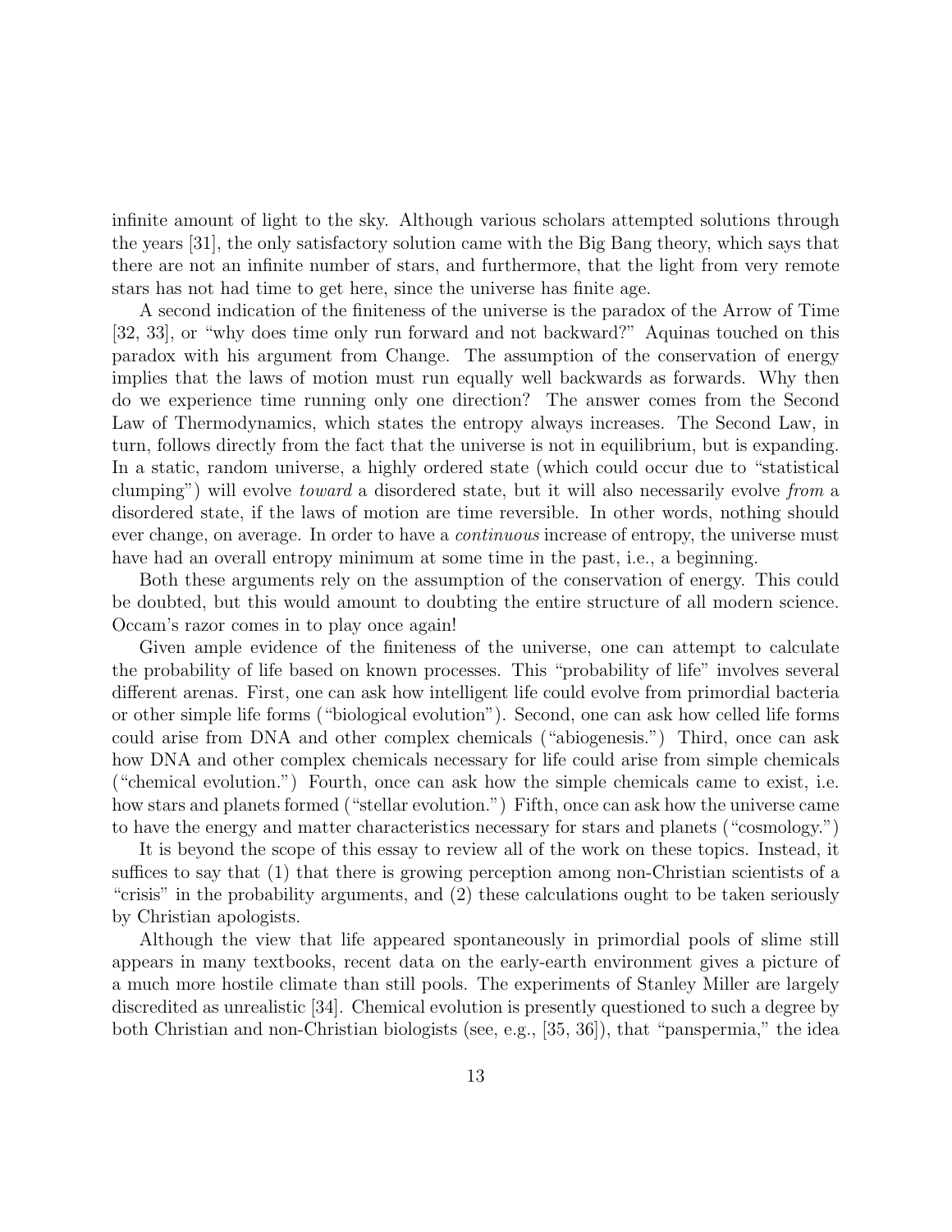infinite amount of light to the sky. Although various scholars attempted solutions through the years [31], the only satisfactory solution came with the Big Bang theory, which says that there are not an infinite number of stars, and furthermore, that the light from very remote stars has not had time to get here, since the universe has finite age.

A second indication of the finiteness of the universe is the paradox of the Arrow of Time [32, 33], or "why does time only run forward and not backward?" Aquinas touched on this paradox with his argument from Change. The assumption of the conservation of energy implies that the laws of motion must run equally well backwards as forwards. Why then do we experience time running only one direction? The answer comes from the Second Law of Thermodynamics, which states the entropy always increases. The Second Law, in turn, follows directly from the fact that the universe is not in equilibrium, but is expanding. In a static, random universe, a highly ordered state (which could occur due to "statistical clumping") will evolve *toward* a disordered state, but it will also necessarily evolve *from* a disordered state, if the laws of motion are time reversible. In other words, nothing should ever change, on average. In order to have a *continuous* increase of entropy, the universe must have had an overall entropy minimum at some time in the past, i.e., a beginning.

Both these arguments rely on the assumption of the conservation of energy. This could be doubted, but this would amount to doubting the entire structure of all modern science. Occam's razor comes in to play once again!

Given ample evidence of the finiteness of the universe, one can attempt to calculate the probability of life based on known processes. This "probability of life" involves several different arenas. First, one can ask how intelligent life could evolve from primordial bacteria or other simple life forms ("biological evolution"). Second, one can ask how celled life forms could arise from DNA and other complex chemicals ("abiogenesis.") Third, once can ask how DNA and other complex chemicals necessary for life could arise from simple chemicals ("chemical evolution.") Fourth, once can ask how the simple chemicals came to exist, i.e. how stars and planets formed ("stellar evolution.") Fifth, once can ask how the universe came to have the energy and matter characteristics necessary for stars and planets ("cosmology.")

It is beyond the scope of this essay to review all of the work on these topics. Instead, it suffices to say that (1) that there is growing perception among non-Christian scientists of a "crisis" in the probability arguments, and (2) these calculations ought to be taken seriously by Christian apologists.

Although the view that life appeared spontaneously in primordial pools of slime still appears in many textbooks, recent data on the early-earth environment gives a picture of a much more hostile climate than still pools. The experiments of Stanley Miller are largely discredited as unrealistic [34]. Chemical evolution is presently questioned to such a degree by both Christian and non-Christian biologists (see, e.g., [35, 36]), that "panspermia," the idea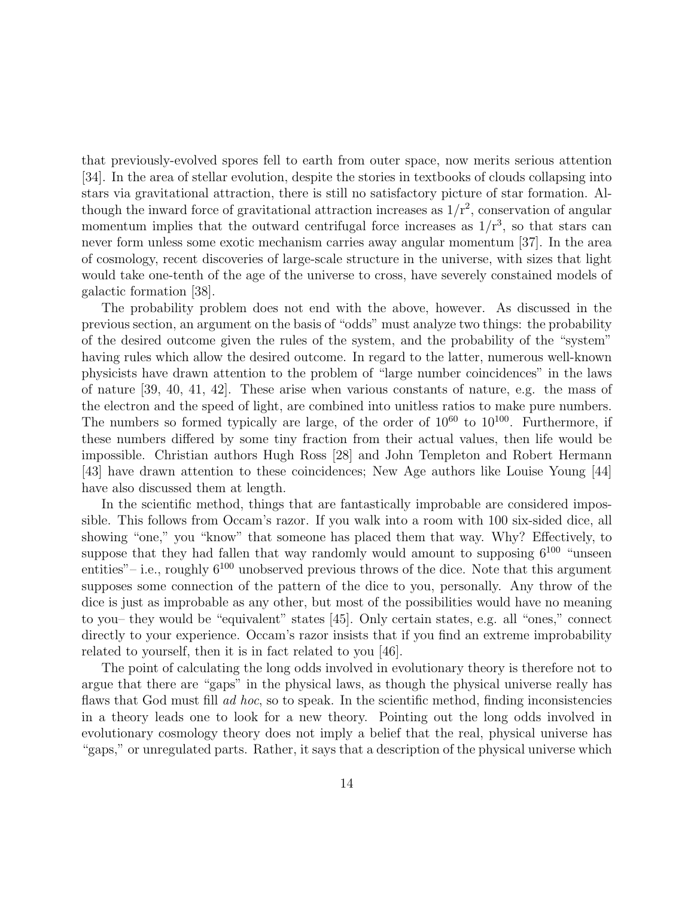that previously-evolved spores fell to earth from outer space, now merits serious attention [34]. In the area of stellar evolution, despite the stories in textbooks of clouds collapsing into stars via gravitational attraction, there is still no satisfactory picture of star formation. Although the inward force of gravitational attraction increases as $1/r^2$, conservation of angular momentum implies that the outward centrifugal force increases as $1/r^3$, so that stars can never form unless some exotic mechanism carries away angular momentum [37]. In the area of cosmology, recent discoveries of large-scale structure in the universe, with sizes that light would take one-tenth of the age of the universe to cross, have severely constained models of galactic formation [38].

The probability problem does not end with the above, however. As discussed in the previous section, an argument on the basis of "odds" must analyze two things: the probability of the desired outcome given the rules of the system, and the probability of the "system" having rules which allow the desired outcome. In regard to the latter, numerous well-known physicists have drawn attention to the problem of "large number coincidences" in the laws of nature [39, 40, 41, 42]. These arise when various constants of nature, e.g. the mass of the electron and the speed of light, are combined into unitless ratios to make pure numbers. The numbers so formed typically are large, of the order of $10^{60}$ to $10^{100}$. Furthermore, if these numbers differed by some tiny fraction from their actual values, then life would be impossible. Christian authors Hugh Ross [28] and John Templeton and Robert Hermann [43] have drawn attention to these coincidences; New Age authors like Louise Young [44] have also discussed them at length.

In the scientific method, things that are fantastically improbable are considered impossible. This follows from Occam's razor. If you walk into a room with 100 six-sided dice, all showing "one," you "know" that someone has placed them that way. Why? Effectively, to suppose that they had fallen that way randomly would amount to supposing $6^{100}$ "unseen entities"– i.e., roughly $6^{100}$ unobserved previous throws of the dice. Note that this argument supposes some connection of the pattern of the dice to you, personally. Any throw of the dice is just as improbable as any other, but most of the possibilities would have no meaning to you– they would be "equivalent" states [45]. Only certain states, e.g. all "ones," connect directly to your experience. Occam's razor insists that if you find an extreme improbability related to yourself, then it is in fact related to you [46].

The point of calculating the long odds involved in evolutionary theory is therefore not to argue that there are "gaps" in the physical laws, as though the physical universe really has flaws that God must fill *ad hoc*, so to speak. In the scientific method, finding inconsistencies in a theory leads one to look for a new theory. Pointing out the long odds involved in evolutionary cosmology theory does not imply a belief that the real, physical universe has "gaps," or unregulated parts. Rather, it says that a description of the physical universe which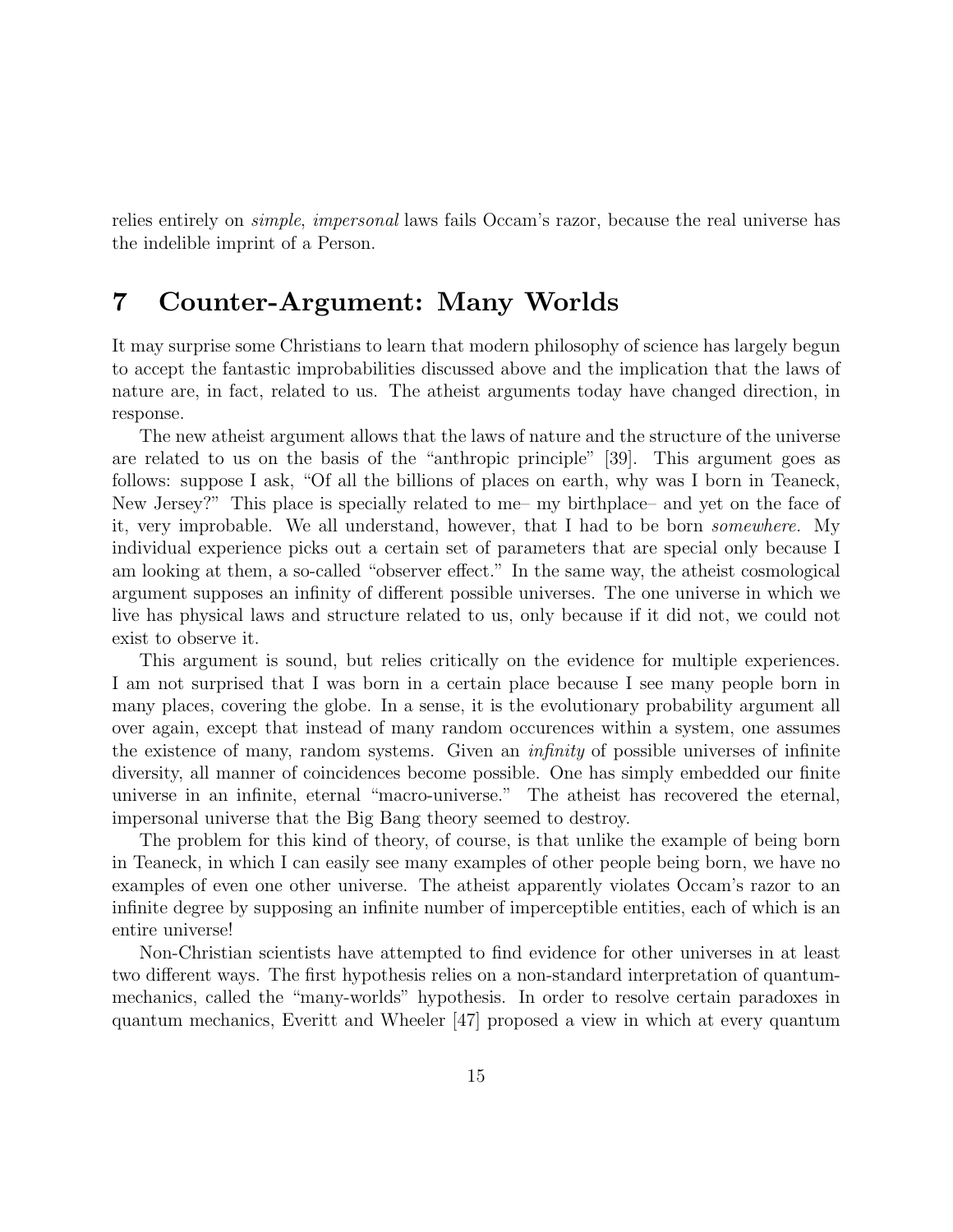relies entirely on *simple*, *impersonal* laws fails Occam's razor, because the real universe has the indelible imprint of a Person.

## 7 Counter-Argument: Many Worlds

It may surprise some Christians to learn that modern philosophy of science has largely begun to accept the fantastic improbabilities discussed above and the implication that the laws of nature are, in fact, related to us. The atheist arguments today have changed direction, in response.

The new atheist argument allows that the laws of nature and the structure of the universe are related to us on the basis of the "anthropic principle" [39]. This argument goes as follows: suppose I ask, "Of all the billions of places on earth, why was I born in Teaneck, New Jersey?" This place is specially related to me– my birthplace– and yet on the face of it, very improbable. We all understand, however, that I had to be born *somewhere*. My individual experience picks out a certain set of parameters that are special only because I am looking at them, a so-called "observer effect." In the same way, the atheist cosmological argument supposes an infinity of different possible universes. The one universe in which we live has physical laws and structure related to us, only because if it did not, we could not exist to observe it.

This argument is sound, but relies critically on the evidence for multiple experiences. I am not surprised that I was born in a certain place because I see many people born in many places, covering the globe. In a sense, it is the evolutionary probability argument all over again, except that instead of many random occurences within a system, one assumes the existence of many, random systems. Given an *infinity* of possible universes of infinite diversity, all manner of coincidences become possible. One has simply embedded our finite universe in an infinite, eternal "macro-universe." The atheist has recovered the eternal, impersonal universe that the Big Bang theory seemed to destroy.

The problem for this kind of theory, of course, is that unlike the example of being born in Teaneck, in which I can easily see many examples of other people being born, we have no examples of even one other universe. The atheist apparently violates Occam's razor to an infinite degree by supposing an infinite number of imperceptible entities, each of which is an entire universe!

Non-Christian scientists have attempted to find evidence for other universes in at least two different ways. The first hypothesis relies on a non-standard interpretation of quantum-mechanics, called the "many-worlds" hypothesis. In order to resolve certain paradoxes in quantum mechanics, Everitt and Wheeler [47] proposed a view in which at every quantum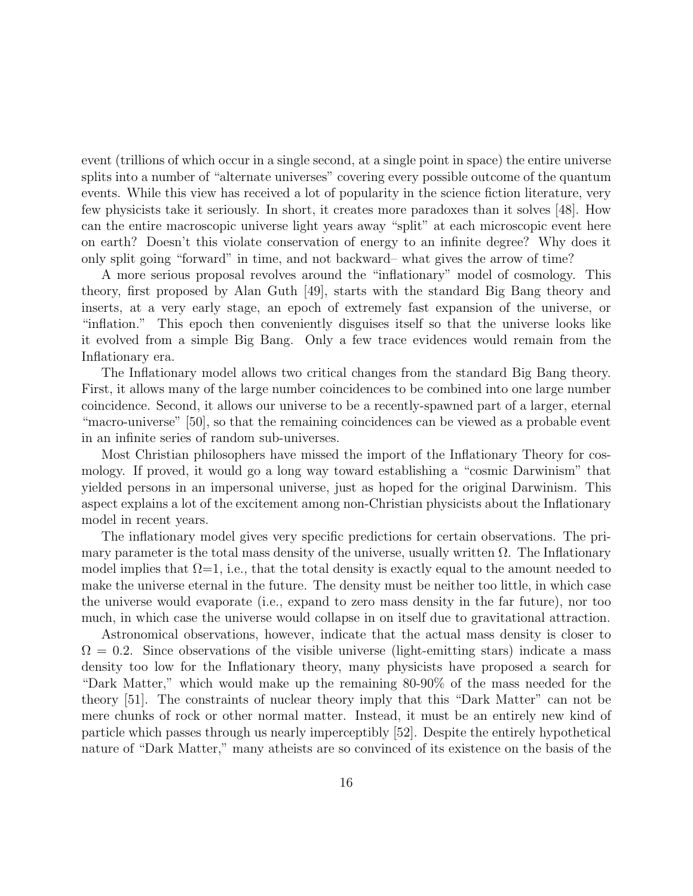event (trillions of which occur in a single second, at a single point in space) the entire universe splits into a number of "alternate universes" covering every possible outcome of the quantum events. While this view has received a lot of popularity in the science fiction literature, very few physicists take it seriously. In short, it creates more paradoxes than it solves [48]. How can the entire macroscopic universe light years away "split" at each microscopic event here on earth? Doesn't this violate conservation of energy to an infinite degree? Why does it only split going "forward" in time, and not backward– what gives the arrow of time?

A more serious proposal revolves around the "inflationary" model of cosmology. This theory, first proposed by Alan Guth [49], starts with the standard Big Bang theory and inserts, at a very early stage, an epoch of extremely fast expansion of the universe, or "inflation." This epoch then conveniently disguises itself so that the universe looks like it evolved from a simple Big Bang. Only a few trace evidences would remain from the Inflationary era.

The Inflationary model allows two critical changes from the standard Big Bang theory. First, it allows many of the large number coincidences to be combined into one large number coincidence. Second, it allows our universe to be a recently-spawned part of a larger, eternal "macro-universe" [50], so that the remaining coincidences can be viewed as a probable event in an infinite series of random sub-universes.

Most Christian philosophers have missed the import of the Inflationary Theory for cosmology. If proved, it would go a long way toward establishing a "cosmic Darwinism" that yielded persons in an impersonal universe, just as hoped for the original Darwinism. This aspect explains a lot of the excitement among non-Christian physicists about the Inflationary model in recent years.

The inflationary model gives very specific predictions for certain observations. The primary parameter is the total mass density of the universe, usually written $\Omega$. The Inflationary model implies that $\Omega=1$, i.e., that the total density is exactly equal to the amount needed to make the universe eternal in the future. The density must be neither too little, in which case the universe would evaporate (i.e., expand to zero mass density in the far future), nor too much, in which case the universe would collapse in on itself due to gravitational attraction.

Astronomical observations, however, indicate that the actual mass density is closer to $\Omega = 0.2$. Since observations of the visible universe (light-emitting stars) indicate a mass density too low for the Inflationary theory, many physicists have proposed a search for "Dark Matter," which would make up the remaining 80-90% of the mass needed for the theory [51]. The constraints of nuclear theory imply that this "Dark Matter" can not be mere chunks of rock or other normal matter. Instead, it must be an entirely new kind of particle which passes through us nearly imperceptibly [52]. Despite the entirely hypothetical nature of "Dark Matter," many atheists are so convinced of its existence on the basis of the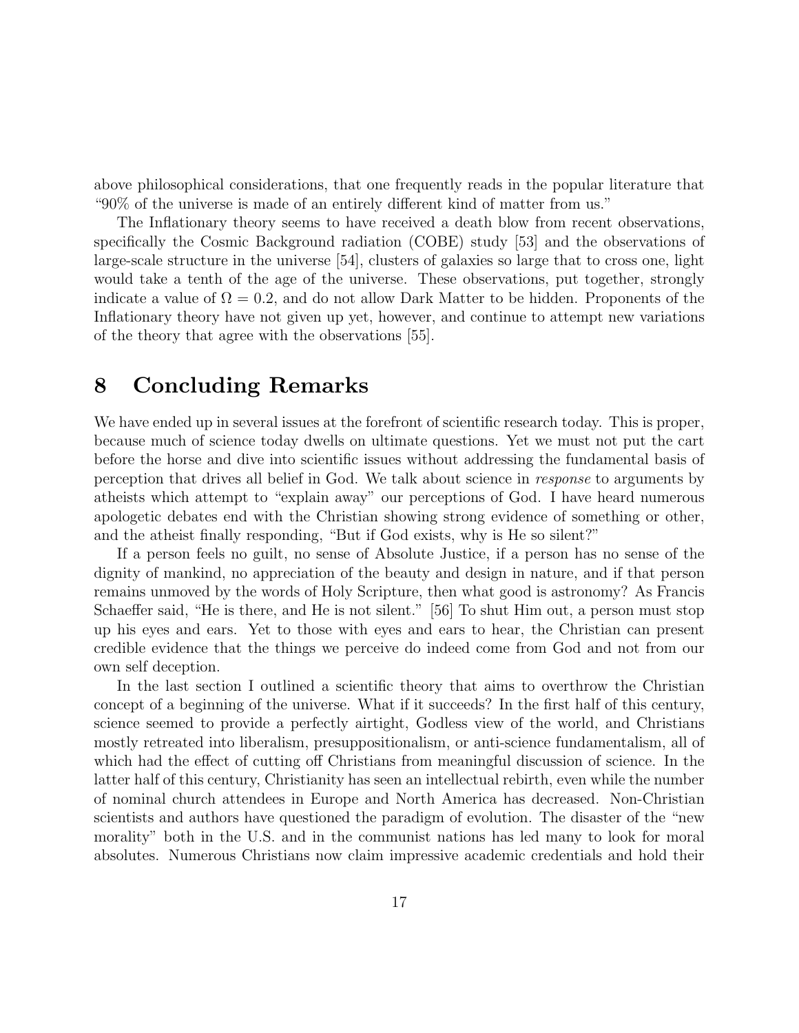above philosophical considerations, that one frequently reads in the popular literature that "90% of the universe is made of an entirely different kind of matter from us."

The Inflationary theory seems to have received a death blow from recent observations, specifically the Cosmic Background radiation (COBE) study [53] and the observations of large-scale structure in the universe [54], clusters of galaxies so large that to cross one, light would take a tenth of the age of the universe. These observations, put together, strongly indicate a value of $\Omega = 0.2$, and do not allow Dark Matter to be hidden. Proponents of the Inflationary theory have not given up yet, however, and continue to attempt new variations of the theory that agree with the observations [55].

# 8 Concluding Remarks

We have ended up in several issues at the forefront of scientific research today. This is proper, because much of science today dwells on ultimate questions. Yet we must not put the cart before the horse and dive into scientific issues without addressing the fundamental basis of perception that drives all belief in God. We talk about science in *response* to arguments by atheists which attempt to "explain away" our perceptions of God. I have heard numerous apologetic debates end with the Christian showing strong evidence of something or other, and the atheist finally responding, "But if God exists, why is He so silent?"

If a person feels no guilt, no sense of Absolute Justice, if a person has no sense of the dignity of mankind, no appreciation of the beauty and design in nature, and if that person remains unmoved by the words of Holy Scripture, then what good is astronomy? As Francis Schaeffer said, "He is there, and He is not silent." [56] To shut Him out, a person must stop up his eyes and ears. Yet to those with eyes and ears to hear, the Christian can present credible evidence that the things we perceive do indeed come from God and not from our own self deception.

In the last section I outlined a scientific theory that aims to overthrow the Christian concept of a beginning of the universe. What if it succeeds? In the first half of this century, science seemed to provide a perfectly airtight, Godless view of the world, and Christians mostly retreated into liberalism, presuppositionalism, or anti-science fundamentalism, all of which had the effect of cutting off Christians from meaningful discussion of science. In the latter half of this century, Christianity has seen an intellectual rebirth, even while the number of nominal church attendees in Europe and North America has decreased. Non-Christian scientists and authors have questioned the paradigm of evolution. The disaster of the "new morality" both in the U.S. and in the communist nations has led many to look for moral absolutes. Numerous Christians now claim impressive academic credentials and hold their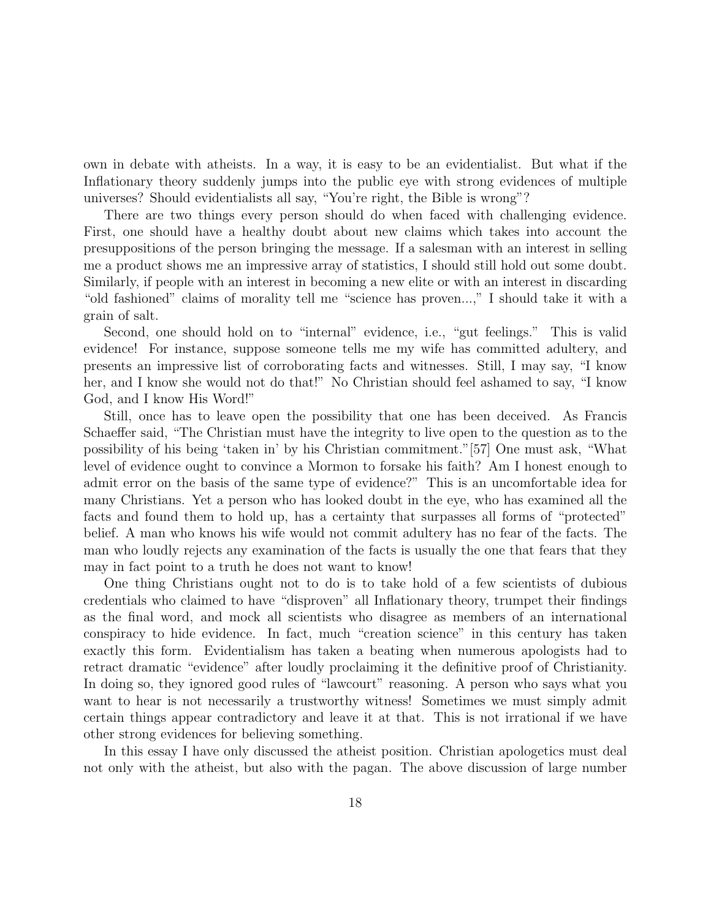own in debate with atheists. In a way, it is easy to be an evidentialist. But what if the Inflationary theory suddenly jumps into the public eye with strong evidences of multiple universes? Should evidentialists all say, "You're right, the Bible is wrong"?

There are two things every person should do when faced with challenging evidence. First, one should have a healthy doubt about new claims which takes into account the presuppositions of the person bringing the message. If a salesman with an interest in selling me a product shows me an impressive array of statistics, I should still hold out some doubt. Similarly, if people with an interest in becoming a new elite or with an interest in discarding "old fashioned" claims of morality tell me "science has proven...," I should take it with a grain of salt.

Second, one should hold on to "internal" evidence, i.e., "gut feelings." This is valid evidence! For instance, suppose someone tells me my wife has committed adultery, and presents an impressive list of corroborating facts and witnesses. Still, I may say, "I know her, and I know she would not do that!" No Christian should feel ashamed to say, "I know God, and I know His Word!"

Still, once has to leave open the possibility that one has been deceived. As Francis Schaeffer said, "The Christian must have the integrity to live open to the question as to the possibility of his being 'taken in' by his Christian commitment."[57] One must ask, "What level of evidence ought to convince a Mormon to forsake his faith? Am I honest enough to admit error on the basis of the same type of evidence?" This is an uncomfortable idea for many Christians. Yet a person who has looked doubt in the eye, who has examined all the facts and found them to hold up, has a certainty that surpasses all forms of "protected" belief. A man who knows his wife would not commit adultery has no fear of the facts. The man who loudly rejects any examination of the facts is usually the one that fears that they may in fact point to a truth he does not want to know!

One thing Christians ought not to do is to take hold of a few scientists of dubious credentials who claimed to have "disproven" all Inflationary theory, trumpet their findings as the final word, and mock all scientists who disagree as members of an international conspiracy to hide evidence. In fact, much "creation science" in this century has taken exactly this form. Evidentialism has taken a beating when numerous apologists had to retract dramatic "evidence" after loudly proclaiming it the definitive proof of Christianity. In doing so, they ignored good rules of "lawcourt" reasoning. A person who says what you want to hear is not necessarily a trustworthy witness! Sometimes we must simply admit certain things appear contradictory and leave it at that. This is not irrational if we have other strong evidences for believing something.

In this essay I have only discussed the atheist position. Christian apologetics must deal not only with the atheist, but also with the pagan. The above discussion of large number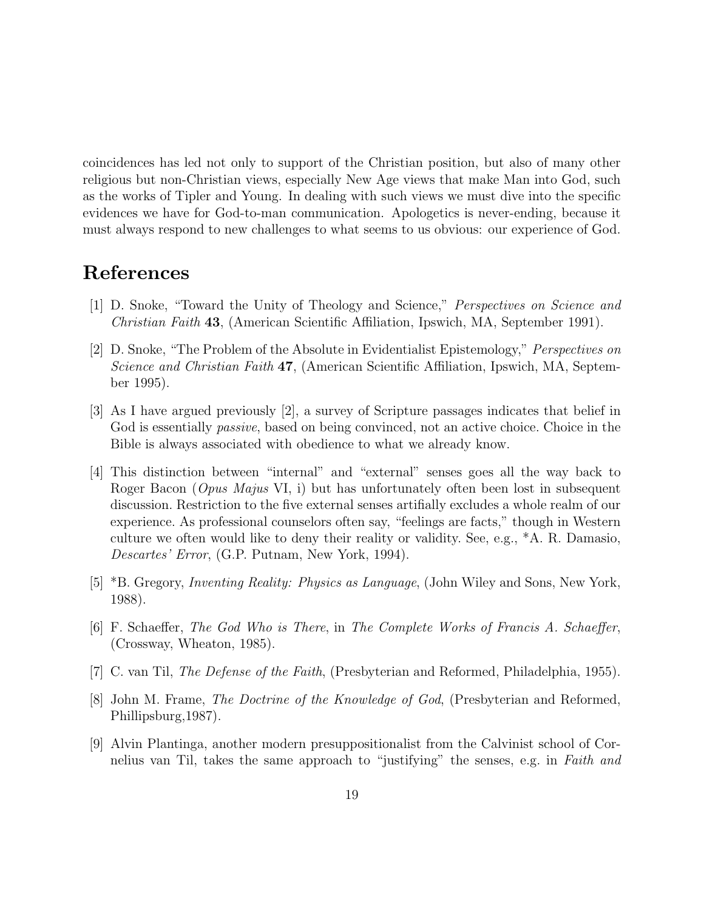coincidences has led not only to support of the Christian position, but also of many other religious but non-Christian views, especially New Age views that make Man into God, such as the works of Tipler and Young. In dealing with such views we must dive into the specific evidences we have for God-to-man communication. Apologetics is never-ending, because it must always respond to new challenges to what seems to us obvious: our experience of God.

## References

[1] D. Snoke, "Toward the Unity of Theology and Science," *Perspectives on Science and Christian Faith* **43**, (American Scientific Affiliation, Ipswich, MA, September 1991).

[2] D. Snoke, "The Problem of the Absolute in Evidentialist Epistemology," *Perspectives on Science and Christian Faith* **47**, (American Scientific Affiliation, Ipswich, MA, September 1995).

[3] As I have argued previously [2], a survey of Scripture passages indicates that belief in God is essentially *passive*, based on being convinced, not an active choice. Choice in the Bible is always associated with obedience to what we already know.

[4] This distinction between "internal" and "external" senses goes all the way back to Roger Bacon (*Opus Majus* VI, i) but has unfortunately often been lost in subsequent discussion. Restriction to the five external senses artifially excludes a whole realm of our experience. As professional counselors often say, "feelings are facts," though in Western culture we often would like to deny their reality or validity. See, e.g., *A. R. Damasio, *Descartes' Error*, (G.P. Putnam, New York, 1994).

[5] *B. Gregory, *Inventing Reality: Physics as Language*, (John Wiley and Sons, New York, 1988).

[6] F. Schaeffer, *The God Who is There*, in *The Complete Works of Francis A. Schaeffer*, (Crossway, Wheaton, 1985).

[7] C. van Til, *The Defense of the Faith*, (Presbyterian and Reformed, Philadelphia, 1955).

[8] John M. Frame, *The Doctrine of the Knowledge of God*, (Presbyterian and Reformed, Phillipsburg,1987).

[9] Alvin Plantinga, another modern presuppositionalist from the Calvinist school of Cornelius van Til, takes the same approach to "justifying" the senses, e.g. in *Faith and*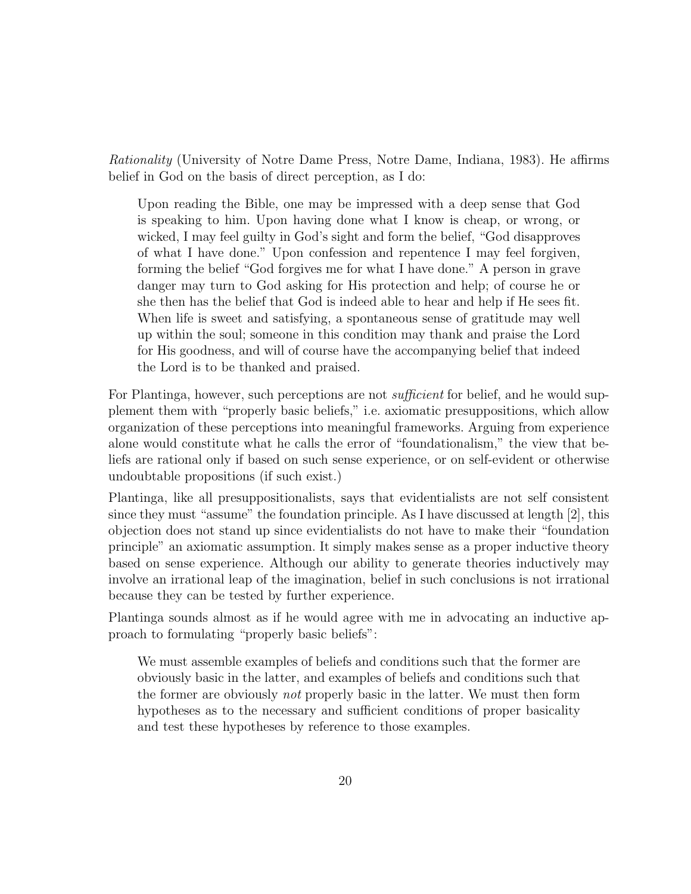*Rationality* (University of Notre Dame Press, Notre Dame, Indiana, 1983). He affirms belief in God on the basis of direct perception, as I do:

> Upon reading the Bible, one may be impressed with a deep sense that God is speaking to him. Upon having done what I know is cheap, or wrong, or wicked, I may feel guilty in God's sight and form the belief, "God disapproves of what I have done." Upon confession and repentence I may feel forgiven, forming the belief "God forgives me for what I have done." A person in grave danger may turn to God asking for His protection and help; of course he or she then has the belief that God is indeed able to hear and help if He sees fit. When life is sweet and satisfying, a spontaneous sense of gratitude may well up within the soul; someone in this condition may thank and praise the Lord for His goodness, and will of course have the accompanying belief that indeed the Lord is to be thanked and praised.

For Plantinga, however, such perceptions are not *sufficient* for belief, and he would supplement them with "properly basic beliefs," i.e. axiomatic presuppositions, which allow organization of these perceptions into meaningful frameworks. Arguing from experience alone would constitute what he calls the error of "foundationalism," the view that beliefs are rational only if based on such sense experience, or on self-evident or otherwise undoubtable propositions (if such exist.)

Plantinga, like all presuppositionalists, says that evidentialists are not self consistent since they must "assume" the foundation principle. As I have discussed at length [2], this objection does not stand up since evidentialists do not have to make their "foundation principle" an axiomatic assumption. It simply makes sense as a proper inductive theory based on sense experience. Although our ability to generate theories inductively may involve an irrational leap of the imagination, belief in such conclusions is not irrational because they can be tested by further experience.

Plantinga sounds almost as if he would agree with me in advocating an inductive approach to formulating "properly basic beliefs":

> We must assemble examples of beliefs and conditions such that the former are obviously basic in the latter, and examples of beliefs and conditions such that the former are obviously *not* properly basic in the latter. We must then form hypotheses as to the necessary and sufficient conditions of proper basicality and test these hypotheses by reference to those examples.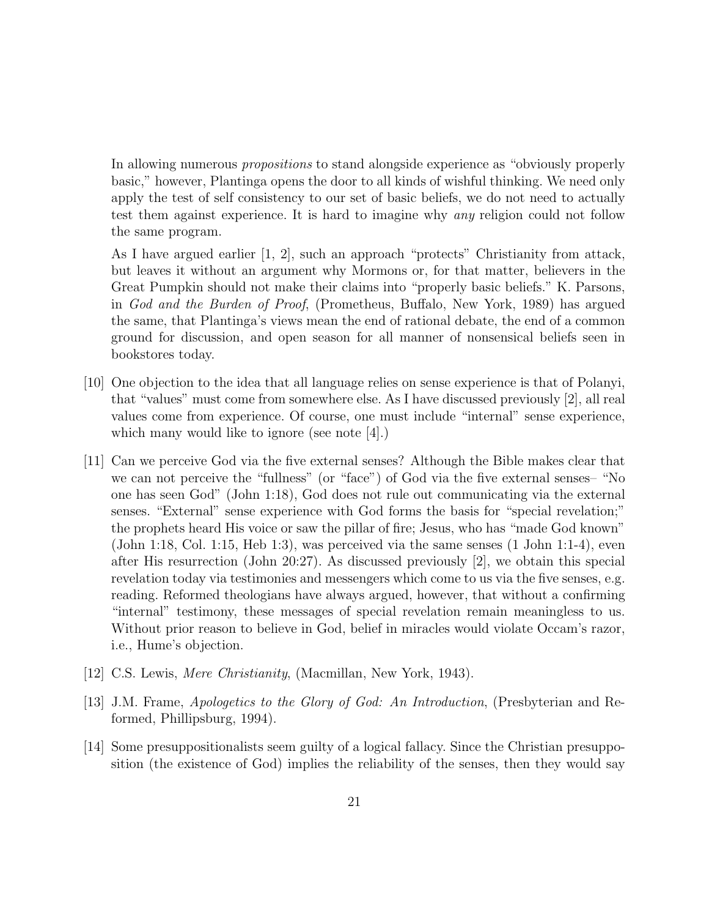In allowing numerous *propositions* to stand alongside experience as "obviously properly basic," however, Plantinga opens the door to all kinds of wishful thinking. We need only apply the test of self consistency to our set of basic beliefs, we do not need to actually test them against experience. It is hard to imagine why *any* religion could not follow the same program.

As I have argued earlier [1, 2], such an approach "protects" Christianity from attack, but leaves it without an argument why Mormons or, for that matter, believers in the Great Pumpkin should not make their claims into "properly basic beliefs." K. Parsons, in *God and the Burden of Proof*, (Prometheus, Buffalo, New York, 1989) has argued the same, that Plantinga's views mean the end of rational debate, the end of a common ground for discussion, and open season for all manner of nonsensical beliefs seen in bookstores today.

[10] One objection to the idea that all language relies on sense experience is that of Polanyi, that "values" must come from somewhere else. As I have discussed previously [2], all real values come from experience. Of course, one must include "internal" sense experience, which many would like to ignore (see note [4].)

[11] Can we perceive God via the five external senses? Although the Bible makes clear that we can not perceive the "fullness" (or "face") of God via the five external senses– "No one has seen God" (John 1:18), God does not rule out communicating via the external senses. "External" sense experience with God forms the basis for "special revelation;" the prophets heard His voice or saw the pillar of fire; Jesus, who has "made God known" (John 1:18, Col. 1:15, Heb 1:3), was perceived via the same senses (1 John 1:1-4), even after His resurrection (John 20:27). As discussed previously [2], we obtain this special revelation today via testimonies and messengers which come to us via the five senses, e.g. reading. Reformed theologians have always argued, however, that without a confirming "internal" testimony, these messages of special revelation remain meaningless to us. Without prior reason to believe in God, belief in miracles would violate Occam's razor, i.e., Hume's objection.

[12] C.S. Lewis, *Mere Christianity*, (Macmillan, New York, 1943).

[13] J.M. Frame, *Apologetics to the Glory of God: An Introduction*, (Presbyterian and Reformed, Phillipsburg, 1994).

[14] Some presuppositionalists seem guilty of a logical fallacy. Since the Christian presupposition (the existence of God) implies the reliability of the senses, then they would say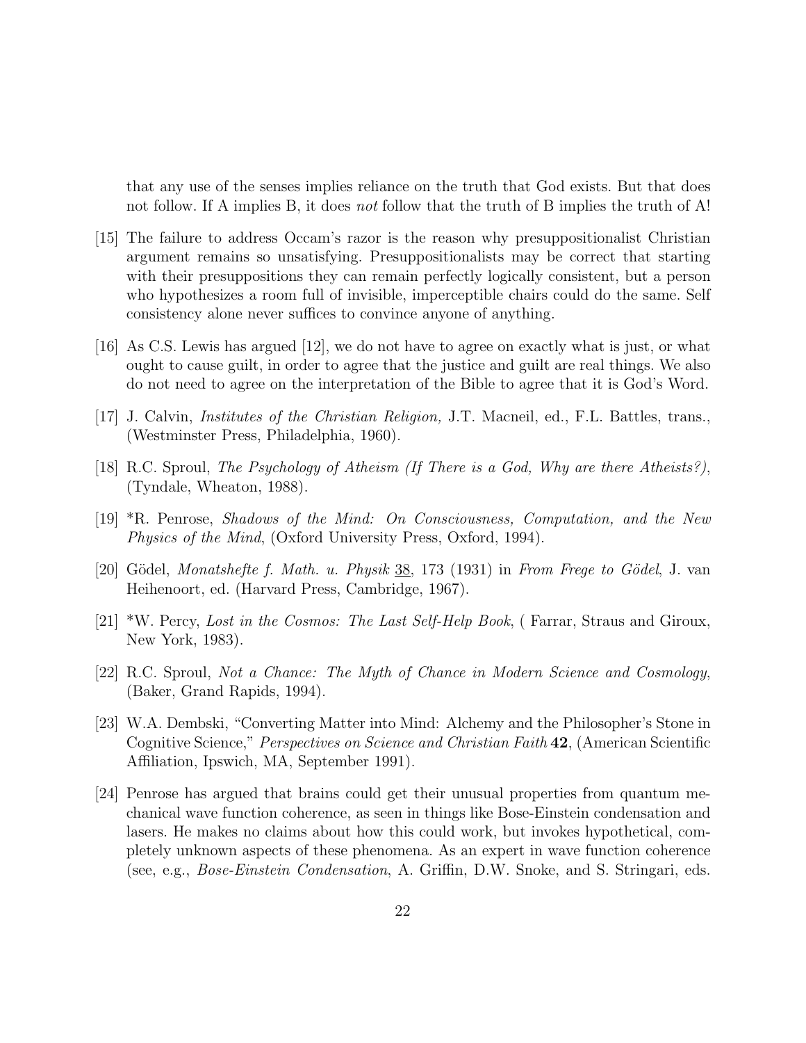that any use of the senses implies reliance on the truth that God exists. But that does not follow. If A implies B, it does *not* follow that the truth of B implies the truth of A!

[15] The failure to address Occam's razor is the reason why presuppositionalist Christian argument remains so unsatisfying. Presuppositionalists may be correct that starting with their presuppositions they can remain perfectly logically consistent, but a person who hypothesizes a room full of invisible, imperceptible chairs could do the same. Self consistency alone never suffices to convince anyone of anything.

[16] As C.S. Lewis has argued [12], we do not have to agree on exactly what is just, or what ought to cause guilt, in order to agree that the justice and guilt are real things. We also do not need to agree on the interpretation of the Bible to agree that it is God's Word.

[17] J. Calvin, *Institutes of the Christian Religion,* J.T. Macneil, ed., F.L. Battles, trans., (Westminster Press, Philadelphia, 1960).

[18] R.C. Sproul, *The Psychology of Atheism (If There is a God, Why are there Atheists?)*, (Tyndale, Wheaton, 1988).

[19] *R. Penrose, *Shadows of the Mind: On Consciousness, Computation, and the New Physics of the Mind*, (Oxford University Press, Oxford, 1994).

[20] Gödel, *Monatshefte f. Math. u. Physik* 38, 173 (1931) in *From Frege to Gödel*, J. van Heihenoort, ed. (Harvard Press, Cambridge, 1967).

[21] *W. Percy, *Lost in the Cosmos: The Last Self-Help Book*, ( Farrar, Straus and Giroux, New York, 1983).

[22] R.C. Sproul, *Not a Chance: The Myth of Chance in Modern Science and Cosmology*, (Baker, Grand Rapids, 1994).

[23] W.A. Dembski, "Converting Matter into Mind: Alchemy and the Philosopher's Stone in Cognitive Science," *Perspectives on Science and Christian Faith* **42**, (American Scientific Affiliation, Ipswich, MA, September 1991).

[24] Penrose has argued that brains could get their unusual properties from quantum mechanical wave function coherence, as seen in things like Bose-Einstein condensation and lasers. He makes no claims about how this could work, but invokes hypothetical, completely unknown aspects of these phenomena. As an expert in wave function coherence (see, e.g., *Bose-Einstein Condensation*, A. Griffin, D.W. Snoke, and S. Stringari, eds.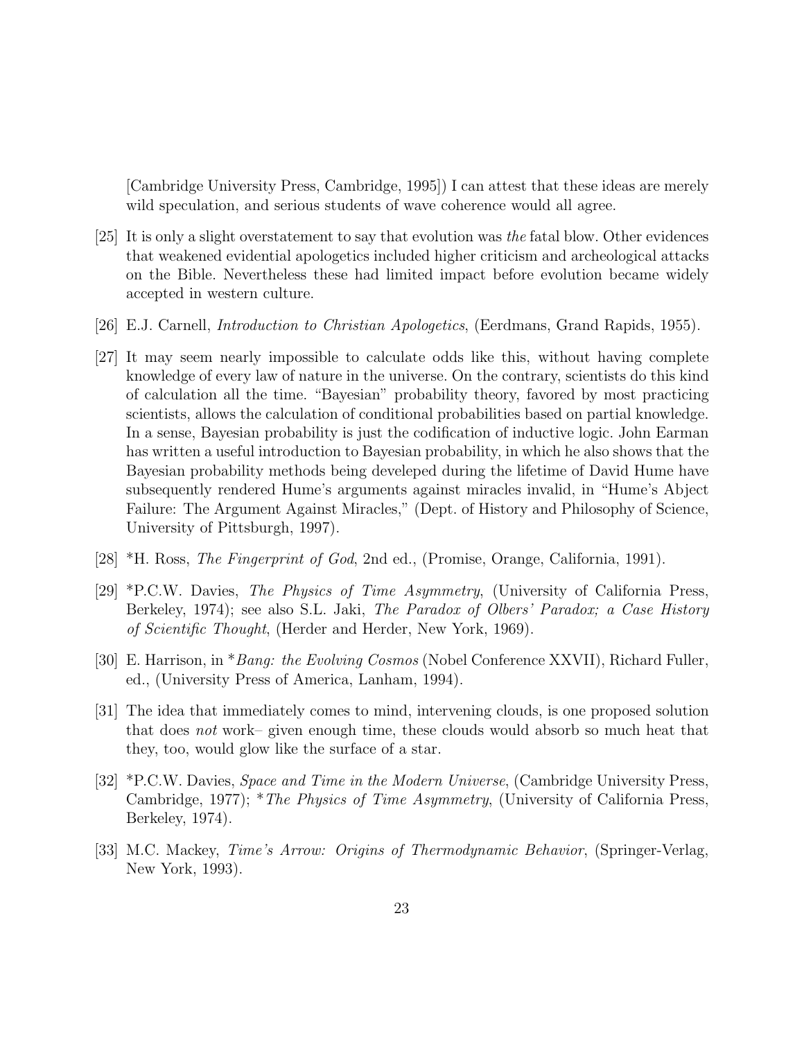[Cambridge University Press, Cambridge, 1995]) I can attest that these ideas are merely wild speculation, and serious students of wave coherence would all agree.

[25] It is only a slight overstatement to say that evolution was *the* fatal blow. Other evidences that weakened evidential apologetics included higher criticism and archeological attacks on the Bible. Nevertheless these had limited impact before evolution became widely accepted in western culture.

[26] E.J. Carnell, *Introduction to Christian Apologetics*, (Eerdmans, Grand Rapids, 1955).

[27] It may seem nearly impossible to calculate odds like this, without having complete knowledge of every law of nature in the universe. On the contrary, scientists do this kind of calculation all the time. "Bayesian" probability theory, favored by most practicing scientists, allows the calculation of conditional probabilities based on partial knowledge. In a sense, Bayesian probability is just the codification of inductive logic. John Earman has written a useful introduction to Bayesian probability, in which he also shows that the Bayesian probability methods being develeped during the lifetime of David Hume have subsequently rendered Hume's arguments against miracles invalid, in "Hume's Abject Failure: The Argument Against Miracles," (Dept. of History and Philosophy of Science, University of Pittsburgh, 1997).

[28] *H. Ross, *The Fingerprint of God*, 2nd ed., (Promise, Orange, California, 1991).

[29] *P.C.W. Davies, *The Physics of Time Asymmetry*, (University of California Press, Berkeley, 1974); see also S.L. Jaki, *The Paradox of Olbers' Paradox; a Case History of Scientific Thought*, (Herder and Herder, New York, 1969).

[30] E. Harrison, in **Bang: the Evolving Cosmos* (Nobel Conference XXVII), Richard Fuller, ed., (University Press of America, Lanham, 1994).

[31] The idea that immediately comes to mind, intervening clouds, is one proposed solution that does *not* work– given enough time, these clouds would absorb so much heat that they, too, would glow like the surface of a star.

[32] *P.C.W. Davies, *Space and Time in the Modern Universe*, (Cambridge University Press, Cambridge, 1977); **The Physics of Time Asymmetry*, (University of California Press, Berkeley, 1974).

[33] M.C. Mackey, *Time's Arrow: Origins of Thermodynamic Behavior*, (Springer-Verlag, New York, 1993).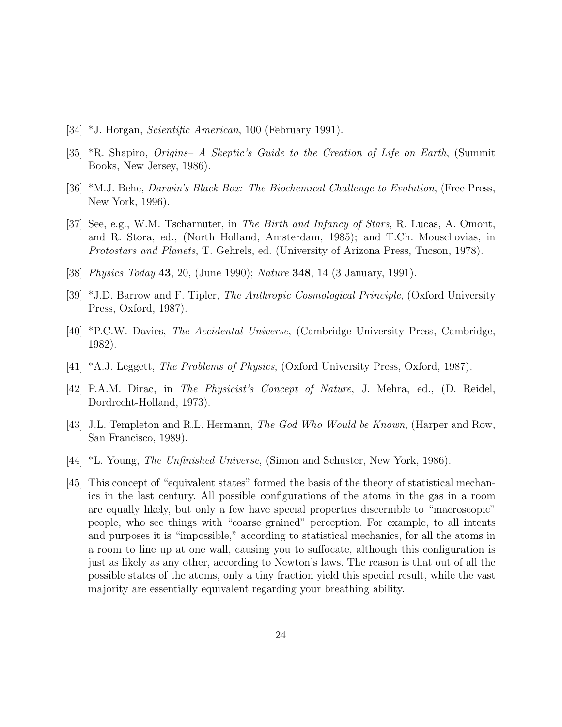[34] *J. Horgan, *Scientific American*, 100 (February 1991).

[35] *R. Shapiro, *Origins– A Skeptic's Guide to the Creation of Life on Earth*, (Summit Books, New Jersey, 1986).

[36] *M.J. Behe, *Darwin's Black Box: The Biochemical Challenge to Evolution*, (Free Press, New York, 1996).

[37] See, e.g., W.M. Tscharnuter, in *The Birth and Infancy of Stars*, R. Lucas, A. Omont, and R. Stora, ed., (North Holland, Amsterdam, 1985); and T.Ch. Mouschovias, in *Protostars and Planets*, T. Gehrels, ed. (University of Arizona Press, Tucson, 1978).

[38] *Physics Today* **43**, 20, (June 1990); *Nature* **348**, 14 (3 January, 1991).

[39] *J.D. Barrow and F. Tipler, *The Anthropic Cosmological Principle*, (Oxford University Press, Oxford, 1987).

[40] *P.C.W. Davies, *The Accidental Universe*, (Cambridge University Press, Cambridge, 1982).

[41] *A.J. Leggett, *The Problems of Physics*, (Oxford University Press, Oxford, 1987).

[42] P.A.M. Dirac, in *The Physicist's Concept of Nature*, J. Mehra, ed., (D. Reidel, Dordrecht-Holland, 1973).

[43] J.L. Templeton and R.L. Hermann, *The God Who Would be Known*, (Harper and Row, San Francisco, 1989).

[44] *L. Young, *The Unfinished Universe*, (Simon and Schuster, New York, 1986).

[45] This concept of "equivalent states" formed the basis of the theory of statistical mechanics in the last century. All possible configurations of the atoms in the gas in a room are equally likely, but only a few have special properties discernible to "macroscopic" people, who see things with "coarse grained" perception. For example, to all intents and purposes it is "impossible," according to statistical mechanics, for all the atoms in a room to line up at one wall, causing you to suffocate, although this configuration is just as likely as any other, according to Newton's laws. The reason is that out of all the possible states of the atoms, only a tiny fraction yield this special result, while the vast majority are essentially equivalent regarding your breathing ability.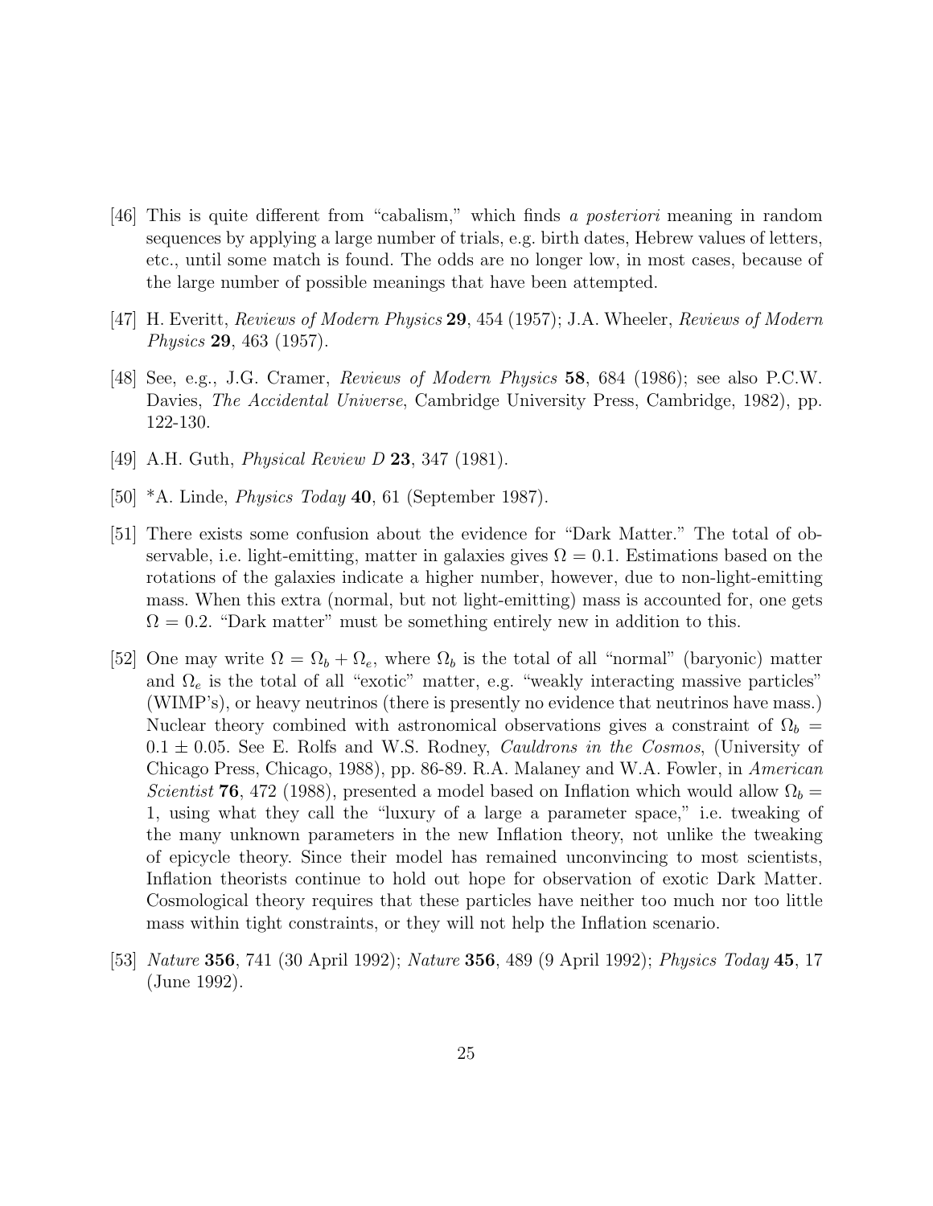[46] This is quite different from "cabalism," which finds *a posteriori* meaning in random sequences by applying a large number of trials, e.g. birth dates, Hebrew values of letters, etc., until some match is found. The odds are no longer low, in most cases, because of the large number of possible meanings that have been attempted.

[47] H. Everitt, *Reviews of Modern Physics* **29**, 454 (1957); J.A. Wheeler, *Reviews of Modern Physics* **29**, 463 (1957).

[48] See, e.g., J.G. Cramer, *Reviews of Modern Physics* **58**, 684 (1986); see also P.C.W. Davies, *The Accidental Universe*, Cambridge University Press, Cambridge, 1982), pp. 122-130.

[49] A.H. Guth, *Physical Review D* **23**, 347 (1981).

[50] *A. Linde, *Physics Today* **40**, 61 (September 1987).

[51] There exists some confusion about the evidence for "Dark Matter." The total of observable, i.e. light-emitting, matter in galaxies gives $\Omega = 0.1$. Estimations based on the rotations of the galaxies indicate a higher number, however, due to non-light-emitting mass. When this extra (normal, but not light-emitting) mass is accounted for, one gets $\Omega = 0.2$. "Dark matter" must be something entirely new in addition to this.

[52] One may write $\Omega = \Omega_b + \Omega_e$, where $\Omega_b$ is the total of all "normal" (baryonic) matter and $\Omega_e$ is the total of all "exotic" matter, e.g. "weakly interacting massive particles" (WIMP's), or heavy neutrinos (there is presently no evidence that neutrinos have mass.) Nuclear theory combined with astronomical observations gives a constraint of $\Omega_b = 0.1 \pm 0.05$. See E. Rolfs and W.S. Rodney, *Cauldrons in the Cosmos*, (University of Chicago Press, Chicago, 1988), pp. 86-89. R.A. Malaney and W.A. Fowler, in *American Scientist* **76**, 472 (1988), presented a model based on Inflation which would allow $\Omega_b = 1$, using what they call the "luxury of a large a parameter space," i.e. tweaking of the many unknown parameters in the new Inflation theory, not unlike the tweaking of epicycle theory. Since their model has remained unconvincing to most scientists, Inflation theorists continue to hold out hope for observation of exotic Dark Matter. Cosmological theory requires that these particles have neither too much nor too little mass within tight constraints, or they will not help the Inflation scenario.

[53] *Nature* **356**, 741 (30 April 1992); *Nature* **356**, 489 (9 April 1992); *Physics Today* **45**, 17 (June 1992).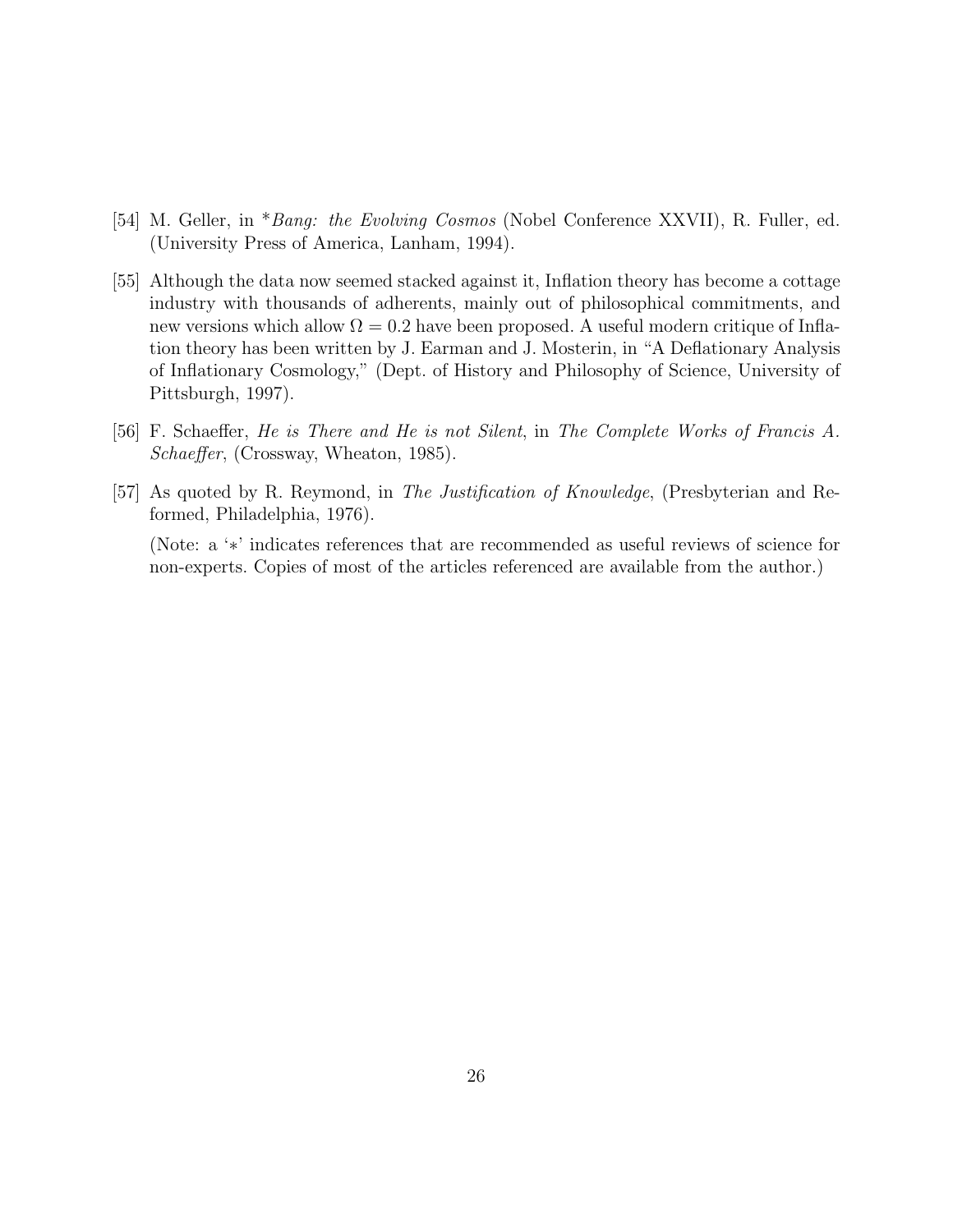[54] M. Geller, in *\*Bang: the Evolving Cosmos* (Nobel Conference XXVII), R. Fuller, ed. (University Press of America, Lanham, 1994).

[55] Although the data now seemed stacked against it, Inflation theory has become a cottage industry with thousands of adherents, mainly out of philosophical commitments, and new versions which allow $\Omega = 0.2$ have been proposed. A useful modern critique of Inflation theory has been written by J. Earman and J. Mosterin, in "A Deflationary Analysis of Inflationary Cosmology," (Dept. of History and Philosophy of Science, University of Pittsburgh, 1997).

[56] F. Schaeffer, *He is There and He is not Silent*, in *The Complete Works of Francis A. Schaeffer*, (Crossway, Wheaton, 1985).

[57] As quoted by R. Reymond, in *The Justification of Knowledge*, (Presbyterian and Reformed, Philadelphia, 1976).

(Note: a '$*$' indicates references that are recommended as useful reviews of science for non-experts. Copies of most of the articles referenced are available from the author.)